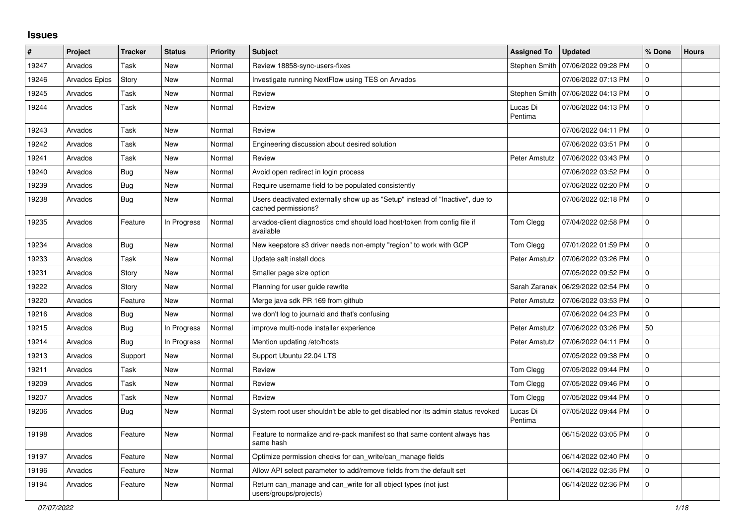## Issues

| # | Project | Tracker | Status | Priority | Subject | Assigned To | Updated | % Done | Hours |
|---|---|---|---|---|---|---|---|---|---|
| 19247 | Arvados | Task | New | Normal | Review 18858-sync-users-fixes | Stephen Smith | 07/06/2022 09:28 PM | 0 | |
| 19246 | Arvados Epics | Story | New | Normal | Investigate running NextFlow using TES on Arvados | | 07/06/2022 07:13 PM | 0 | |
| 19245 | Arvados | Task | New | Normal | Review | Stephen Smith | 07/06/2022 04:13 PM | 0 | |
| 19244 | Arvados | Task | New | Normal | Review | Lucas Di Pentima | 07/06/2022 04:13 PM | 0 | |
| 19243 | Arvados | Task | New | Normal | Review | | 07/06/2022 04:11 PM | 0 | |
| 19242 | Arvados | Task | New | Normal | Engineering discussion about desired solution | | 07/06/2022 03:51 PM | 0 | |
| 19241 | Arvados | Task | New | Normal | Review | Peter Amstutz | 07/06/2022 03:43 PM | 0 | |
| 19240 | Arvados | Bug | New | Normal | Avoid open redirect in login process | | 07/06/2022 03:52 PM | 0 | |
| 19239 | Arvados | Bug | New | Normal | Require username field to be populated consistently | | 07/06/2022 02:20 PM | 0 | |
| 19238 | Arvados | Bug | New | Normal | Users deactivated externally show up as "Setup" instead of "Inactive", due to cached permissions? | | 07/06/2022 02:18 PM | 0 | |
| 19235 | Arvados | Feature | In Progress | Normal | arvados-client diagnostics cmd should load host/token from config file if available | Tom Clegg | 07/04/2022 02:58 PM | 0 | |
| 19234 | Arvados | Bug | New | Normal | New keepstore s3 driver needs non-empty "region" to work with GCP | Tom Clegg | 07/01/2022 01:59 PM | 0 | |
| 19233 | Arvados | Task | New | Normal | Update salt install docs | Peter Amstutz | 07/06/2022 03:26 PM | 0 | |
| 19231 | Arvados | Story | New | Normal | Smaller page size option | | 07/05/2022 09:52 PM | 0 | |
| 19222 | Arvados | Story | New | Normal | Planning for user guide rewrite | Sarah Zaranek | 06/29/2022 02:54 PM | 0 | |
| 19220 | Arvados | Feature | New | Normal | Merge java sdk PR 169 from github | Peter Amstutz | 07/06/2022 03:53 PM | 0 | |
| 19216 | Arvados | Bug | New | Normal | we don't log to journald and that's confusing | | 07/06/2022 04:23 PM | 0 | |
| 19215 | Arvados | Bug | In Progress | Normal | improve multi-node installer experience | Peter Amstutz | 07/06/2022 03:26 PM | 50 | |
| 19214 | Arvados | Bug | In Progress | Normal | Mention updating /etc/hosts | Peter Amstutz | 07/06/2022 04:11 PM | 0 | |
| 19213 | Arvados | Support | New | Normal | Support Ubuntu 22.04 LTS | | 07/05/2022 09:38 PM | 0 | |
| 19211 | Arvados | Task | New | Normal | Review | Tom Clegg | 07/05/2022 09:44 PM | 0 | |
| 19209 | Arvados | Task | New | Normal | Review | Tom Clegg | 07/05/2022 09:46 PM | 0 | |
| 19207 | Arvados | Task | New | Normal | Review | Tom Clegg | 07/05/2022 09:44 PM | 0 | |
| 19206 | Arvados | Bug | New | Normal | System root user shouldn't be able to get disabled nor its admin status revoked | Lucas Di Pentima | 07/05/2022 09:44 PM | 0 | |
| 19198 | Arvados | Feature | New | Normal | Feature to normalize and re-pack manifest so that same content always has same hash | | 06/15/2022 03:05 PM | 0 | |
| 19197 | Arvados | Feature | New | Normal | Optimize permission checks for can_write/can_manage fields | | 06/14/2022 02:40 PM | 0 | |
| 19196 | Arvados | Feature | New | Normal | Allow API select parameter to add/remove fields from the default set | | 06/14/2022 02:35 PM | 0 | |
| 19194 | Arvados | Feature | New | Normal | Return can_manage and can_write for all object types (not just users/groups/projects) | | 06/14/2022 02:36 PM | 0 | |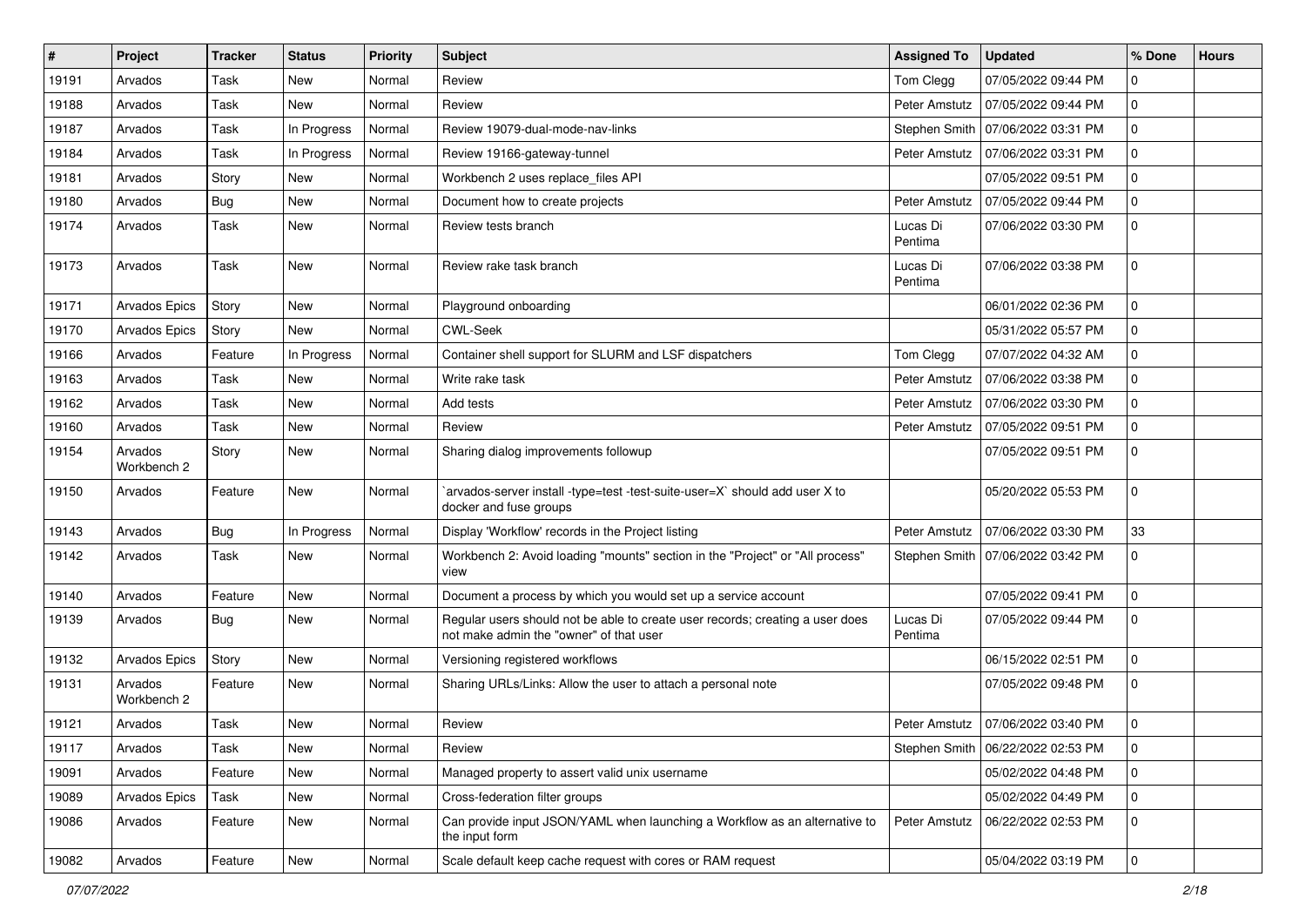| # | Project | Tracker | Status | Priority | Subject | Assigned To | Updated | % Done | Hours |
|---|---|---|---|---|---|---|---|---|---|
| 19191 | Arvados | Task | New | Normal | Review | Tom Clegg | 07/05/2022 09:44 PM | 0 | |
| 19188 | Arvados | Task | New | Normal | Review | Peter Amstutz | 07/05/2022 09:44 PM | 0 | |
| 19187 | Arvados | Task | In Progress | Normal | Review 19079-dual-mode-nav-links | Stephen Smith | 07/06/2022 03:31 PM | 0 | |
| 19184 | Arvados | Task | In Progress | Normal | Review 19166-gateway-tunnel | Peter Amstutz | 07/06/2022 03:31 PM | 0 | |
| 19181 | Arvados | Story | New | Normal | Workbench 2 uses replace_files API | | 07/05/2022 09:51 PM | 0 | |
| 19180 | Arvados | Bug | New | Normal | Document how to create projects | Peter Amstutz | 07/05/2022 09:44 PM | 0 | |
| 19174 | Arvados | Task | New | Normal | Review tests branch | Lucas Di Pentima | 07/06/2022 03:30 PM | 0 | |
| 19173 | Arvados | Task | New | Normal | Review rake task branch | Lucas Di Pentima | 07/06/2022 03:38 PM | 0 | |
| 19171 | Arvados Epics | Story | New | Normal | Playground onboarding | | 06/01/2022 02:36 PM | 0 | |
| 19170 | Arvados Epics | Story | New | Normal | CWL-Seek | | 05/31/2022 05:57 PM | 0 | |
| 19166 | Arvados | Feature | In Progress | Normal | Container shell support for SLURM and LSF dispatchers | Tom Clegg | 07/07/2022 04:32 AM | 0 | |
| 19163 | Arvados | Task | New | Normal | Write rake task | Peter Amstutz | 07/06/2022 03:38 PM | 0 | |
| 19162 | Arvados | Task | New | Normal | Add tests | Peter Amstutz | 07/06/2022 03:30 PM | 0 | |
| 19160 | Arvados | Task | New | Normal | Review | Peter Amstutz | 07/05/2022 09:51 PM | 0 | |
| 19154 | Arvados Workbench 2 | Story | New | Normal | Sharing dialog improvements followup | | 07/05/2022 09:51 PM | 0 | |
| 19150 | Arvados | Feature | New | Normal | `arvados-server install -type=test -test-suite-user=X` should add user X to docker and fuse groups | | 05/20/2022 05:53 PM | 0 | |
| 19143 | Arvados | Bug | In Progress | Normal | Display 'Workflow' records in the Project listing | Peter Amstutz | 07/06/2022 03:30 PM | 33 | |
| 19142 | Arvados | Task | New | Normal | Workbench 2: Avoid loading "mounts" section in the "Project" or "All process" view | Stephen Smith | 07/06/2022 03:42 PM | 0 | |
| 19140 | Arvados | Feature | New | Normal | Document a process by which you would set up a service account | | 07/05/2022 09:41 PM | 0 | |
| 19139 | Arvados | Bug | New | Normal | Regular users should not be able to create user records; creating a user does not make admin the "owner" of that user | Lucas Di Pentima | 07/05/2022 09:44 PM | 0 | |
| 19132 | Arvados Epics | Story | New | Normal | Versioning registered workflows | | 06/15/2022 02:51 PM | 0 | |
| 19131 | Arvados Workbench 2 | Feature | New | Normal | Sharing URLs/Links: Allow the user to attach a personal note | | 07/05/2022 09:48 PM | 0 | |
| 19121 | Arvados | Task | New | Normal | Review | Peter Amstutz | 07/06/2022 03:40 PM | 0 | |
| 19117 | Arvados | Task | New | Normal | Review | Stephen Smith | 06/22/2022 02:53 PM | 0 | |
| 19091 | Arvados | Feature | New | Normal | Managed property to assert valid unix username | | 05/02/2022 04:48 PM | 0 | |
| 19089 | Arvados Epics | Task | New | Normal | Cross-federation filter groups | | 05/02/2022 04:49 PM | 0 | |
| 19086 | Arvados | Feature | New | Normal | Can provide input JSON/YAML when launching a Workflow as an alternative to the input form | Peter Amstutz | 06/22/2022 02:53 PM | 0 | |
| 19082 | Arvados | Feature | New | Normal | Scale default keep cache request with cores or RAM request | | 05/04/2022 03:19 PM | 0 | |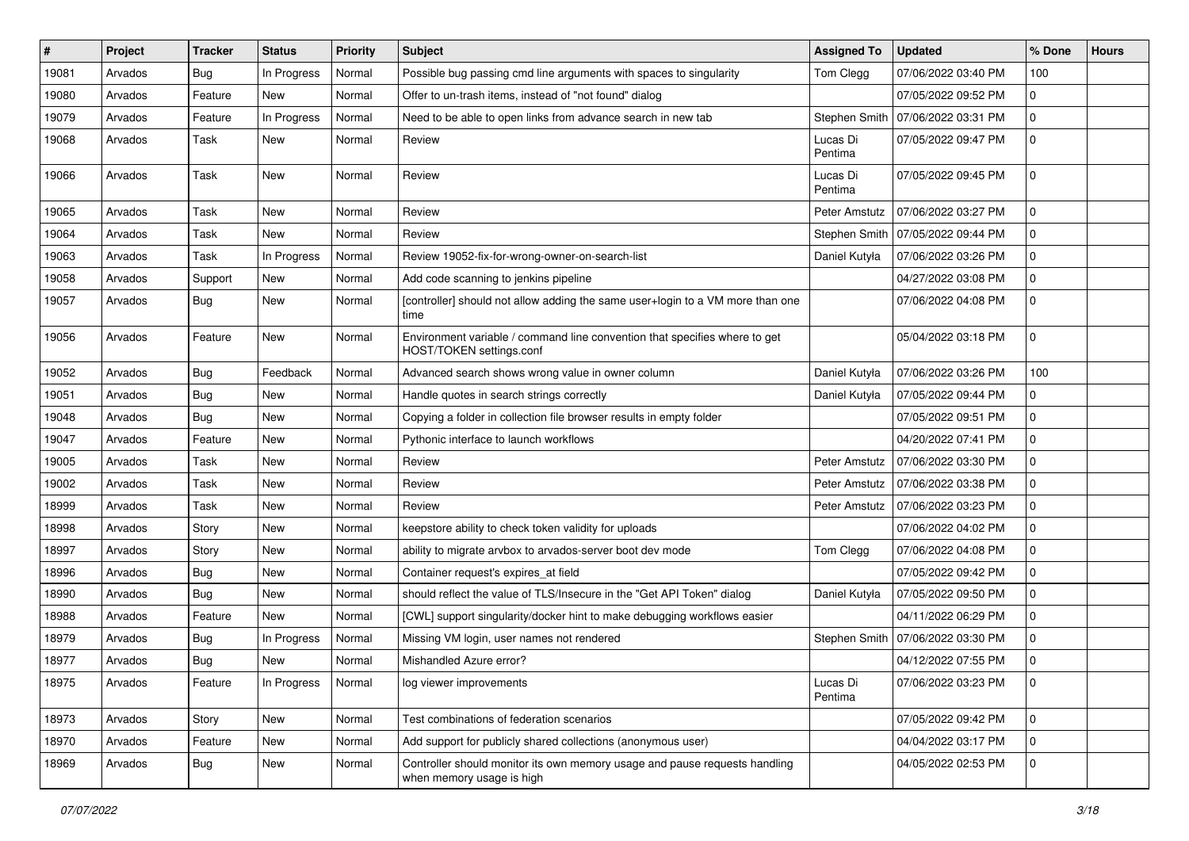| # | Project | Tracker | Status | Priority | Subject | Assigned To | Updated | % Done | Hours |
|---|---|---|---|---|---|---|---|---|---|
| 19081 | Arvados | Bug | In Progress | Normal | Possible bug passing cmd line arguments with spaces to singularity | Tom Clegg | 07/06/2022 03:40 PM | 100 | |
| 19080 | Arvados | Feature | New | Normal | Offer to un-trash items, instead of "not found" dialog | | 07/05/2022 09:52 PM | 0 | |
| 19079 | Arvados | Feature | In Progress | Normal | Need to be able to open links from advance search in new tab | Stephen Smith | 07/06/2022 03:31 PM | 0 | |
| 19068 | Arvados | Task | New | Normal | Review | Lucas Di Pentima | 07/05/2022 09:47 PM | 0 | |
| 19066 | Arvados | Task | New | Normal | Review | Lucas Di Pentima | 07/05/2022 09:45 PM | 0 | |
| 19065 | Arvados | Task | New | Normal | Review | Peter Amstutz | 07/06/2022 03:27 PM | 0 | |
| 19064 | Arvados | Task | New | Normal | Review | Stephen Smith | 07/05/2022 09:44 PM | 0 | |
| 19063 | Arvados | Task | In Progress | Normal | Review 19052-fix-for-wrong-owner-on-search-list | Daniel Kutyła | 07/06/2022 03:26 PM | 0 | |
| 19058 | Arvados | Support | New | Normal | Add code scanning to jenkins pipeline | | 04/27/2022 03:08 PM | 0 | |
| 19057 | Arvados | Bug | New | Normal | [controller] should not allow adding the same user+login to a VM more than one time | | 07/06/2022 04:08 PM | 0 | |
| 19056 | Arvados | Feature | New | Normal | Environment variable / command line convention that specifies where to get HOST/TOKEN settings.conf | | 05/04/2022 03:18 PM | 0 | |
| 19052 | Arvados | Bug | Feedback | Normal | Advanced search shows wrong value in owner column | Daniel Kutyła | 07/06/2022 03:26 PM | 100 | |
| 19051 | Arvados | Bug | New | Normal | Handle quotes in search strings correctly | Daniel Kutyła | 07/05/2022 09:44 PM | 0 | |
| 19048 | Arvados | Bug | New | Normal | Copying a folder in collection file browser results in empty folder | | 07/05/2022 09:51 PM | 0 | |
| 19047 | Arvados | Feature | New | Normal | Pythonic interface to launch workflows | | 04/20/2022 07:41 PM | 0 | |
| 19005 | Arvados | Task | New | Normal | Review | Peter Amstutz | 07/06/2022 03:30 PM | 0 | |
| 19002 | Arvados | Task | New | Normal | Review | Peter Amstutz | 07/06/2022 03:38 PM | 0 | |
| 18999 | Arvados | Task | New | Normal | Review | Peter Amstutz | 07/06/2022 03:23 PM | 0 | |
| 18998 | Arvados | Story | New | Normal | keepstore ability to check token validity for uploads | | 07/06/2022 04:02 PM | 0 | |
| 18997 | Arvados | Story | New | Normal | ability to migrate arvbox to arvados-server boot dev mode | Tom Clegg | 07/06/2022 04:08 PM | 0 | |
| 18996 | Arvados | Bug | New | Normal | Container request's expires_at field | | 07/05/2022 09:42 PM | 0 | |
| 18990 | Arvados | Bug | New | Normal | should reflect the value of TLS/Insecure in the "Get API Token" dialog | Daniel Kutyła | 07/05/2022 09:50 PM | 0 | |
| 18988 | Arvados | Feature | New | Normal | [CWL] support singularity/docker hint to make debugging workflows easier | | 04/11/2022 06:29 PM | 0 | |
| 18979 | Arvados | Bug | In Progress | Normal | Missing VM login, user names not rendered | Stephen Smith | 07/06/2022 03:30 PM | 0 | |
| 18977 | Arvados | Bug | New | Normal | Mishandled Azure error? | | 04/12/2022 07:55 PM | 0 | |
| 18975 | Arvados | Feature | In Progress | Normal | log viewer improvements | Lucas Di Pentima | 07/06/2022 03:23 PM | 0 | |
| 18973 | Arvados | Story | New | Normal | Test combinations of federation scenarios | | 07/05/2022 09:42 PM | 0 | |
| 18970 | Arvados | Feature | New | Normal | Add support for publicly shared collections (anonymous user) | | 04/04/2022 03:17 PM | 0 | |
| 18969 | Arvados | Bug | New | Normal | Controller should monitor its own memory usage and pause requests handling when memory usage is high | | 04/05/2022 02:53 PM | 0 | |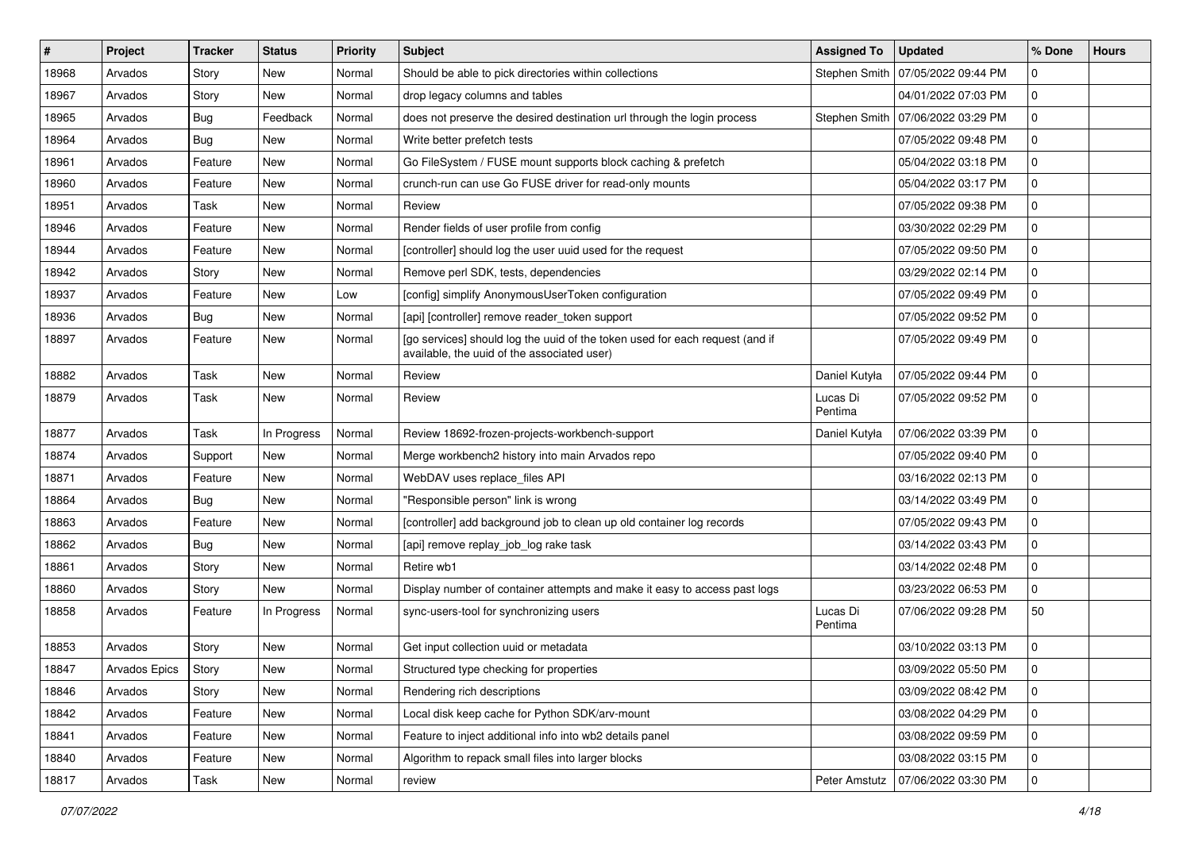| # | Project | Tracker | Status | Priority | Subject | Assigned To | Updated | % Done | Hours |
|---|---|---|---|---|---|---|---|---|---|
| 18968 | Arvados | Story | New | Normal | Should be able to pick directories within collections | Stephen Smith | 07/05/2022 09:44 PM | 0 | |
| 18967 | Arvados | Story | New | Normal | drop legacy columns and tables | | 04/01/2022 07:03 PM | 0 | |
| 18965 | Arvados | Bug | Feedback | Normal | does not preserve the desired destination url through the login process | Stephen Smith | 07/06/2022 03:29 PM | 0 | |
| 18964 | Arvados | Bug | New | Normal | Write better prefetch tests | | 07/05/2022 09:48 PM | 0 | |
| 18961 | Arvados | Feature | New | Normal | Go FileSystem / FUSE mount supports block caching & prefetch | | 05/04/2022 03:18 PM | 0 | |
| 18960 | Arvados | Feature | New | Normal | crunch-run can use Go FUSE driver for read-only mounts | | 05/04/2022 03:17 PM | 0 | |
| 18951 | Arvados | Task | New | Normal | Review | | 07/05/2022 09:38 PM | 0 | |
| 18946 | Arvados | Feature | New | Normal | Render fields of user profile from config | | 03/30/2022 02:29 PM | 0 | |
| 18944 | Arvados | Feature | New | Normal | [controller] should log the user uuid used for the request | | 07/05/2022 09:50 PM | 0 | |
| 18942 | Arvados | Story | New | Normal | Remove perl SDK, tests, dependencies | | 03/29/2022 02:14 PM | 0 | |
| 18937 | Arvados | Feature | New | Low | [config] simplify AnonymousUserToken configuration | | 07/05/2022 09:49 PM | 0 | |
| 18936 | Arvados | Bug | New | Normal | [api] [controller] remove reader_token support | | 07/05/2022 09:52 PM | 0 | |
| 18897 | Arvados | Feature | New | Normal | [go services] should log the uuid of the token used for each request (and if available, the uuid of the associated user) | | 07/05/2022 09:49 PM | 0 | |
| 18882 | Arvados | Task | New | Normal | Review | Daniel Kutyła | 07/05/2022 09:44 PM | 0 | |
| 18879 | Arvados | Task | New | Normal | Review | Lucas Di Pentima | 07/05/2022 09:52 PM | 0 | |
| 18877 | Arvados | Task | In Progress | Normal | Review 18692-frozen-projects-workbench-support | Daniel Kutyła | 07/06/2022 03:39 PM | 0 | |
| 18874 | Arvados | Support | New | Normal | Merge workbench2 history into main Arvados repo | | 07/05/2022 09:40 PM | 0 | |
| 18871 | Arvados | Feature | New | Normal | WebDAV uses replace_files API | | 03/16/2022 02:13 PM | 0 | |
| 18864 | Arvados | Bug | New | Normal | "Responsible person" link is wrong | | 03/14/2022 03:49 PM | 0 | |
| 18863 | Arvados | Feature | New | Normal | [controller] add background job to clean up old container log records | | 07/05/2022 09:43 PM | 0 | |
| 18862 | Arvados | Bug | New | Normal | [api] remove replay_job_log rake task | | 03/14/2022 03:43 PM | 0 | |
| 18861 | Arvados | Story | New | Normal | Retire wb1 | | 03/14/2022 02:48 PM | 0 | |
| 18860 | Arvados | Story | New | Normal | Display number of container attempts and make it easy to access past logs | | 03/23/2022 06:53 PM | 0 | |
| 18858 | Arvados | Feature | In Progress | Normal | sync-users-tool for synchronizing users | Lucas Di Pentima | 07/06/2022 09:28 PM | 50 | |
| 18853 | Arvados | Story | New | Normal | Get input collection uuid or metadata | | 03/10/2022 03:13 PM | 0 | |
| 18847 | Arvados Epics | Story | New | Normal | Structured type checking for properties | | 03/09/2022 05:50 PM | 0 | |
| 18846 | Arvados | Story | New | Normal | Rendering rich descriptions | | 03/09/2022 08:42 PM | 0 | |
| 18842 | Arvados | Feature | New | Normal | Local disk keep cache for Python SDK/arv-mount | | 03/08/2022 04:29 PM | 0 | |
| 18841 | Arvados | Feature | New | Normal | Feature to inject additional info into wb2 details panel | | 03/08/2022 09:59 PM | 0 | |
| 18840 | Arvados | Feature | New | Normal | Algorithm to repack small files into larger blocks | | 03/08/2022 03:15 PM | 0 | |
| 18817 | Arvados | Task | New | Normal | review | Peter Amstutz | 07/06/2022 03:30 PM | 0 | |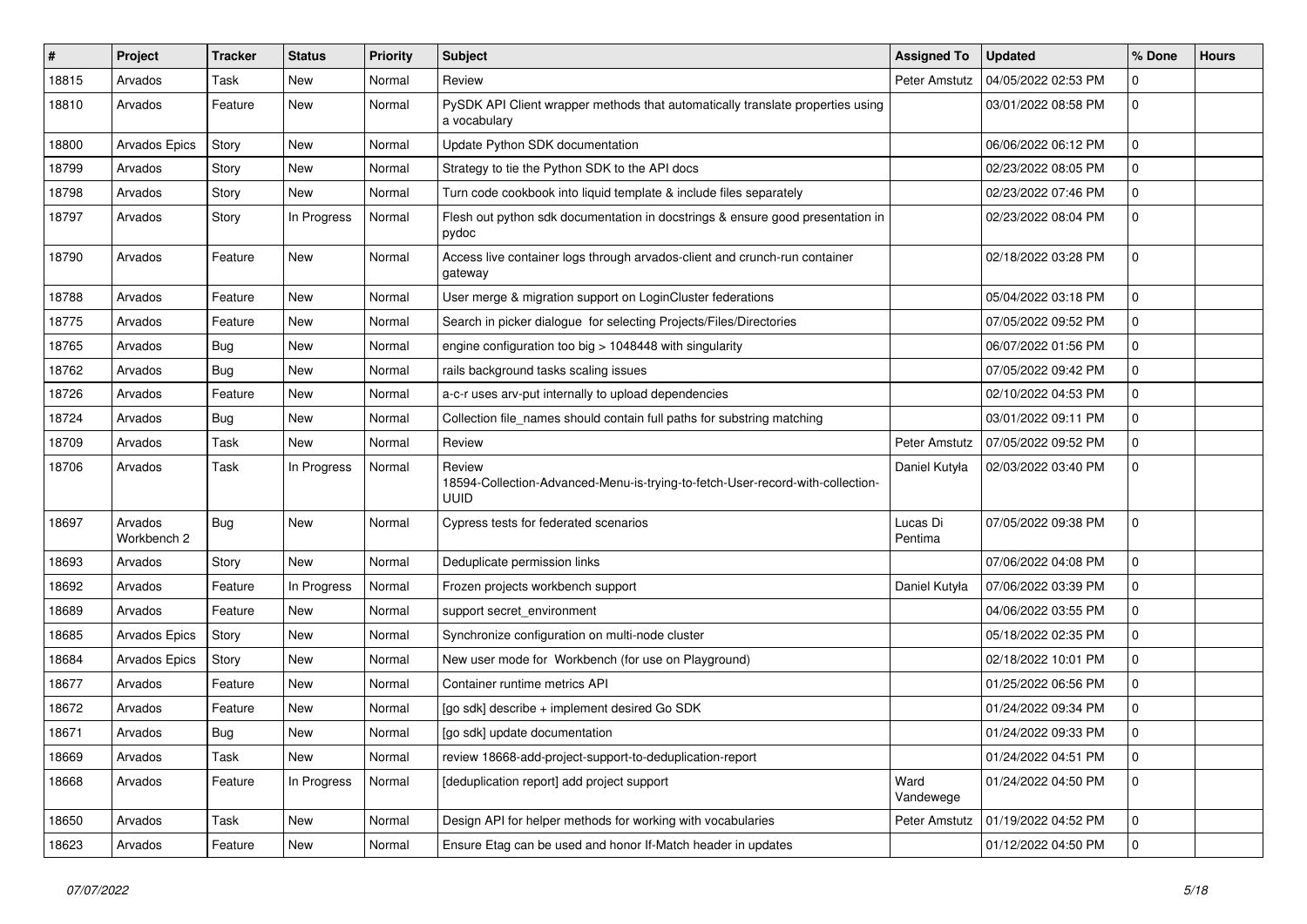| # | Project | Tracker | Status | Priority | Subject | Assigned To | Updated | % Done | Hours |
|---|---|---|---|---|---|---|---|---|---|
| 18815 | Arvados | Task | New | Normal | Review | Peter Amstutz | 04/05/2022 02:53 PM | 0 | |
| 18810 | Arvados | Feature | New | Normal | PySDK API Client wrapper methods that automatically translate properties using a vocabulary | | 03/01/2022 08:58 PM | 0 | |
| 18800 | Arvados Epics | Story | New | Normal | Update Python SDK documentation | | 06/06/2022 06:12 PM | 0 | |
| 18799 | Arvados | Story | New | Normal | Strategy to tie the Python SDK to the API docs | | 02/23/2022 08:05 PM | 0 | |
| 18798 | Arvados | Story | New | Normal | Turn code cookbook into liquid template & include files separately | | 02/23/2022 07:46 PM | 0 | |
| 18797 | Arvados | Story | In Progress | Normal | Flesh out python sdk documentation in docstrings & ensure good presentation in pydoc | | 02/23/2022 08:04 PM | 0 | |
| 18790 | Arvados | Feature | New | Normal | Access live container logs through arvados-client and crunch-run container gateway | | 02/18/2022 03:28 PM | 0 | |
| 18788 | Arvados | Feature | New | Normal | User merge & migration support on LoginCluster federations | | 05/04/2022 03:18 PM | 0 | |
| 18775 | Arvados | Feature | New | Normal | Search in picker dialogue for selecting Projects/Files/Directories | | 07/05/2022 09:52 PM | 0 | |
| 18765 | Arvados | Bug | New | Normal | engine configuration too big > 1048448 with singularity | | 06/07/2022 01:56 PM | 0 | |
| 18762 | Arvados | Bug | New | Normal | rails background tasks scaling issues | | 07/05/2022 09:42 PM | 0 | |
| 18726 | Arvados | Feature | New | Normal | a-c-r uses arv-put internally to upload dependencies | | 02/10/2022 04:53 PM | 0 | |
| 18724 | Arvados | Bug | New | Normal | Collection file_names should contain full paths for substring matching | | 03/01/2022 09:11 PM | 0 | |
| 18709 | Arvados | Task | New | Normal | Review | Peter Amstutz | 07/05/2022 09:52 PM | 0 | |
| 18706 | Arvados | Task | In Progress | Normal | Review 18594-Collection-Advanced-Menu-is-trying-to-fetch-User-record-with-collection-UUID | Daniel Kutyła | 02/03/2022 03:40 PM | 0 | |
| 18697 | Arvados Workbench 2 | Bug | New | Normal | Cypress tests for federated scenarios | Lucas Di Pentima | 07/05/2022 09:38 PM | 0 | |
| 18693 | Arvados | Story | New | Normal | Deduplicate permission links | | 07/06/2022 04:08 PM | 0 | |
| 18692 | Arvados | Feature | In Progress | Normal | Frozen projects workbench support | Daniel Kutyła | 07/06/2022 03:39 PM | 0 | |
| 18689 | Arvados | Feature | New | Normal | support secret_environment | | 04/06/2022 03:55 PM | 0 | |
| 18685 | Arvados Epics | Story | New | Normal | Synchronize configuration on multi-node cluster | | 05/18/2022 02:35 PM | 0 | |
| 18684 | Arvados Epics | Story | New | Normal | New user mode for Workbench (for use on Playground) | | 02/18/2022 10:01 PM | 0 | |
| 18677 | Arvados | Feature | New | Normal | Container runtime metrics API | | 01/25/2022 06:56 PM | 0 | |
| 18672 | Arvados | Feature | New | Normal | [go sdk] describe + implement desired Go SDK | | 01/24/2022 09:34 PM | 0 | |
| 18671 | Arvados | Bug | New | Normal | [go sdk] update documentation | | 01/24/2022 09:33 PM | 0 | |
| 18669 | Arvados | Task | New | Normal | review 18668-add-project-support-to-deduplication-report | | 01/24/2022 04:51 PM | 0 | |
| 18668 | Arvados | Feature | In Progress | Normal | [deduplication report] add project support | Ward Vandewege | 01/24/2022 04:50 PM | 0 | |
| 18650 | Arvados | Task | New | Normal | Design API for helper methods for working with vocabularies | Peter Amstutz | 01/19/2022 04:52 PM | 0 | |
| 18623 | Arvados | Feature | New | Normal | Ensure Etag can be used and honor If-Match header in updates | | 01/12/2022 04:50 PM | 0 | |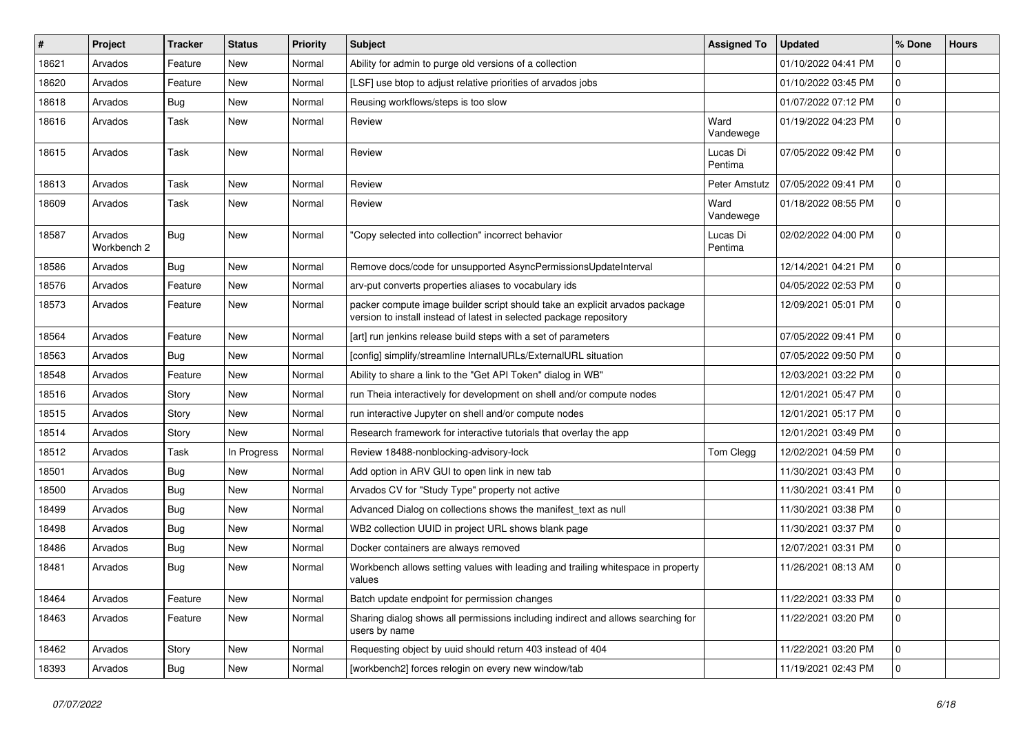| # | Project | Tracker | Status | Priority | Subject | Assigned To | Updated | % Done | Hours |
|---|---|---|---|---|---|---|---|---|---|
| 18621 | Arvados | Feature | New | Normal | Ability for admin to purge old versions of a collection | | 01/10/2022 04:41 PM | 0 | |
| 18620 | Arvados | Feature | New | Normal | [LSF] use btop to adjust relative priorities of arvados jobs | | 01/10/2022 03:45 PM | 0 | |
| 18618 | Arvados | Bug | New | Normal | Reusing workflows/steps is too slow | | 01/07/2022 07:12 PM | 0 | |
| 18616 | Arvados | Task | New | Normal | Review | Ward Vandewege | 01/19/2022 04:23 PM | 0 | |
| 18615 | Arvados | Task | New | Normal | Review | Lucas Di Pentima | 07/05/2022 09:42 PM | 0 | |
| 18613 | Arvados | Task | New | Normal | Review | Peter Amstutz | 07/05/2022 09:41 PM | 0 | |
| 18609 | Arvados | Task | New | Normal | Review | Ward Vandewege | 01/18/2022 08:55 PM | 0 | |
| 18587 | Arvados Workbench 2 | Bug | New | Normal | "Copy selected into collection" incorrect behavior | Lucas Di Pentima | 02/02/2022 04:00 PM | 0 | |
| 18586 | Arvados | Bug | New | Normal | Remove docs/code for unsupported AsyncPermissionsUpdateInterval | | 12/14/2021 04:21 PM | 0 | |
| 18576 | Arvados | Feature | New | Normal | arv-put converts properties aliases to vocabulary ids | | 04/05/2022 02:53 PM | 0 | |
| 18573 | Arvados | Feature | New | Normal | packer compute image builder script should take an explicit arvados package version to install instead of latest in selected package repository | | 12/09/2021 05:01 PM | 0 | |
| 18564 | Arvados | Feature | New | Normal | [art] run jenkins release build steps with a set of parameters | | 07/05/2022 09:41 PM | 0 | |
| 18563 | Arvados | Bug | New | Normal | [config] simplify/streamline InternalURLs/ExternalURL situation | | 07/05/2022 09:50 PM | 0 | |
| 18548 | Arvados | Feature | New | Normal | Ability to share a link to the "Get API Token" dialog in WB" | | 12/03/2021 03:22 PM | 0 | |
| 18516 | Arvados | Story | New | Normal | run Theia interactively for development on shell and/or compute nodes | | 12/01/2021 05:47 PM | 0 | |
| 18515 | Arvados | Story | New | Normal | run interactive Jupyter on shell and/or compute nodes | | 12/01/2021 05:17 PM | 0 | |
| 18514 | Arvados | Story | New | Normal | Research framework for interactive tutorials that overlay the app | | 12/01/2021 03:49 PM | 0 | |
| 18512 | Arvados | Task | In Progress | Normal | Review 18488-nonblocking-advisory-lock | Tom Clegg | 12/02/2021 04:59 PM | 0 | |
| 18501 | Arvados | Bug | New | Normal | Add option in ARV GUI to open link in new tab | | 11/30/2021 03:43 PM | 0 | |
| 18500 | Arvados | Bug | New | Normal | Arvados CV for "Study Type" property not active | | 11/30/2021 03:41 PM | 0 | |
| 18499 | Arvados | Bug | New | Normal | Advanced Dialog on collections shows the manifest_text as null | | 11/30/2021 03:38 PM | 0 | |
| 18498 | Arvados | Bug | New | Normal | WB2 collection UUID in project URL shows blank page | | 11/30/2021 03:37 PM | 0 | |
| 18486 | Arvados | Bug | New | Normal | Docker containers are always removed | | 12/07/2021 03:31 PM | 0 | |
| 18481 | Arvados | Bug | New | Normal | Workbench allows setting values with leading and trailing whitespace in property values | | 11/26/2021 08:13 AM | 0 | |
| 18464 | Arvados | Feature | New | Normal | Batch update endpoint for permission changes | | 11/22/2021 03:33 PM | 0 | |
| 18463 | Arvados | Feature | New | Normal | Sharing dialog shows all permissions including indirect and allows searching for users by name | | 11/22/2021 03:20 PM | 0 | |
| 18462 | Arvados | Story | New | Normal | Requesting object by uuid should return 403 instead of 404 | | 11/22/2021 03:20 PM | 0 | |
| 18393 | Arvados | Bug | New | Normal | [workbench2] forces relogin on every new window/tab | | 11/19/2021 02:43 PM | 0 | |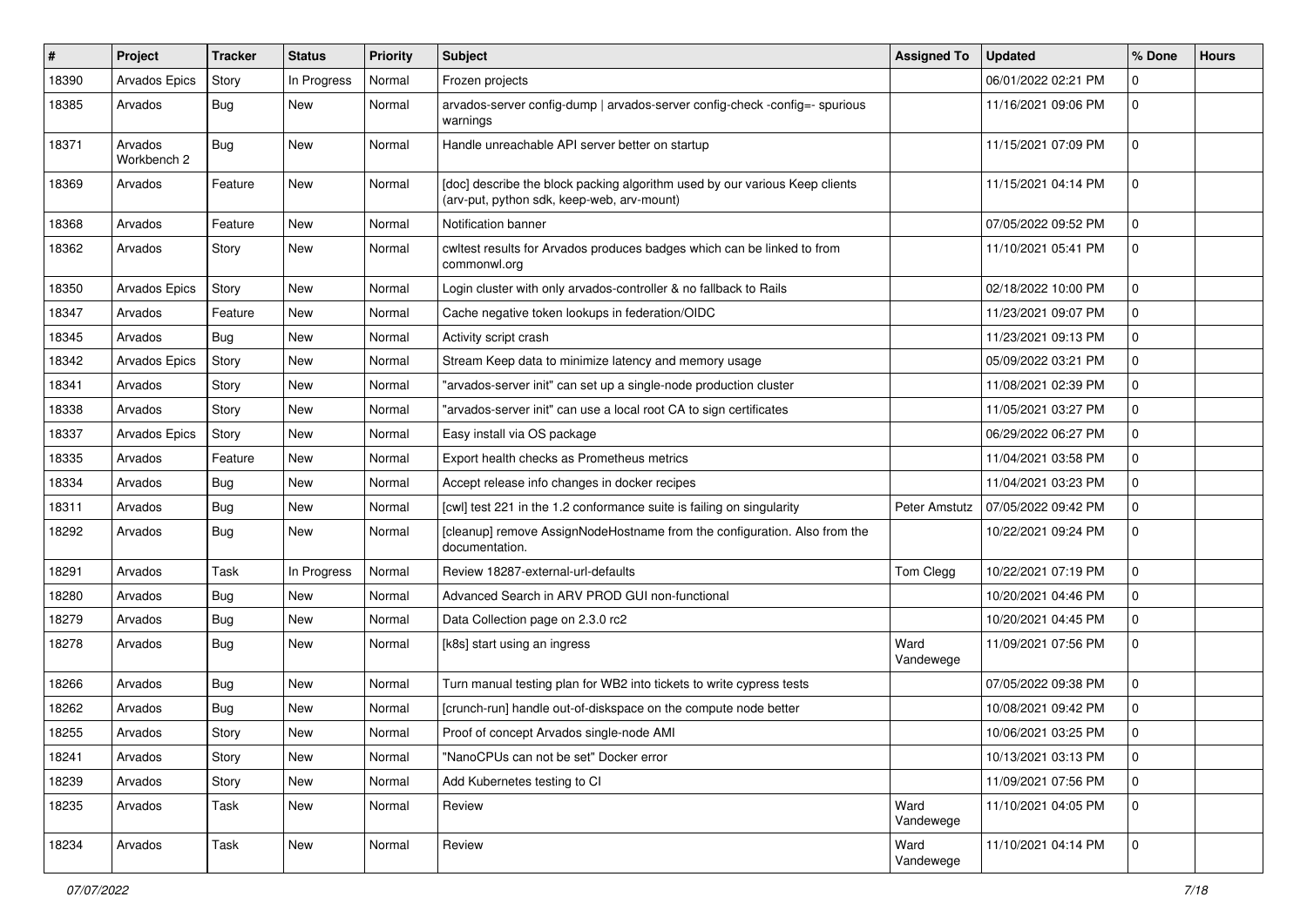| # | Project | Tracker | Status | Priority | Subject | Assigned To | Updated | % Done | Hours |
|---|---|---|---|---|---|---|---|---|---|
| 18390 | Arvados Epics | Story | In Progress | Normal | Frozen projects | | 06/01/2022 02:21 PM | 0 | |
| 18385 | Arvados | Bug | New | Normal | arvados-server config-dump \| arvados-server config-check -config=- spurious warnings | | 11/16/2021 09:06 PM | 0 | |
| 18371 | Arvados Workbench 2 | Bug | New | Normal | Handle unreachable API server better on startup | | 11/15/2021 07:09 PM | 0 | |
| 18369 | Arvados | Feature | New | Normal | [doc] describe the block packing algorithm used by our various Keep clients (arv-put, python sdk, keep-web, arv-mount) | | 11/15/2021 04:14 PM | 0 | |
| 18368 | Arvados | Feature | New | Normal | Notification banner | | 07/05/2022 09:52 PM | 0 | |
| 18362 | Arvados | Story | New | Normal | cwltest results for Arvados produces badges which can be linked to from commonwl.org | | 11/10/2021 05:41 PM | 0 | |
| 18350 | Arvados Epics | Story | New | Normal | Login cluster with only arvados-controller & no fallback to Rails | | 02/18/2022 10:00 PM | 0 | |
| 18347 | Arvados | Feature | New | Normal | Cache negative token lookups in federation/OIDC | | 11/23/2021 09:07 PM | 0 | |
| 18345 | Arvados | Bug | New | Normal | Activity script crash | | 11/23/2021 09:13 PM | 0 | |
| 18342 | Arvados Epics | Story | New | Normal | Stream Keep data to minimize latency and memory usage | | 05/09/2022 03:21 PM | 0 | |
| 18341 | Arvados | Story | New | Normal | "arvados-server init" can set up a single-node production cluster | | 11/08/2021 02:39 PM | 0 | |
| 18338 | Arvados | Story | New | Normal | "arvados-server init" can use a local root CA to sign certificates | | 11/05/2021 03:27 PM | 0 | |
| 18337 | Arvados Epics | Story | New | Normal | Easy install via OS package | | 06/29/2022 06:27 PM | 0 | |
| 18335 | Arvados | Feature | New | Normal | Export health checks as Prometheus metrics | | 11/04/2021 03:58 PM | 0 | |
| 18334 | Arvados | Bug | New | Normal | Accept release info changes in docker recipes | | 11/04/2021 03:23 PM | 0 | |
| 18311 | Arvados | Bug | New | Normal | [cwl] test 221 in the 1.2 conformance suite is failing on singularity | Peter Amstutz | 07/05/2022 09:42 PM | 0 | |
| 18292 | Arvados | Bug | New | Normal | [cleanup] remove AssignNodeHostname from the configuration. Also from the documentation. | | 10/22/2021 09:24 PM | 0 | |
| 18291 | Arvados | Task | In Progress | Normal | Review 18287-external-url-defaults | Tom Clegg | 10/22/2021 07:19 PM | 0 | |
| 18280 | Arvados | Bug | New | Normal | Advanced Search in ARV PROD GUI non-functional | | 10/20/2021 04:46 PM | 0 | |
| 18279 | Arvados | Bug | New | Normal | Data Collection page on 2.3.0 rc2 | | 10/20/2021 04:45 PM | 0 | |
| 18278 | Arvados | Bug | New | Normal | [k8s] start using an ingress | Ward Vandewege | 11/09/2021 07:56 PM | 0 | |
| 18266 | Arvados | Bug | New | Normal | Turn manual testing plan for WB2 into tickets to write cypress tests | | 07/05/2022 09:38 PM | 0 | |
| 18262 | Arvados | Bug | New | Normal | [crunch-run] handle out-of-diskspace on the compute node better | | 10/08/2021 09:42 PM | 0 | |
| 18255 | Arvados | Story | New | Normal | Proof of concept Arvados single-node AMI | | 10/06/2021 03:25 PM | 0 | |
| 18241 | Arvados | Story | New | Normal | "NanoCPUs can not be set" Docker error | | 10/13/2021 03:13 PM | 0 | |
| 18239 | Arvados | Story | New | Normal | Add Kubernetes testing to CI | | 11/09/2021 07:56 PM | 0 | |
| 18235 | Arvados | Task | New | Normal | Review | Ward Vandewege | 11/10/2021 04:05 PM | 0 | |
| 18234 | Arvados | Task | New | Normal | Review | Ward Vandewege | 11/10/2021 04:14 PM | 0 | |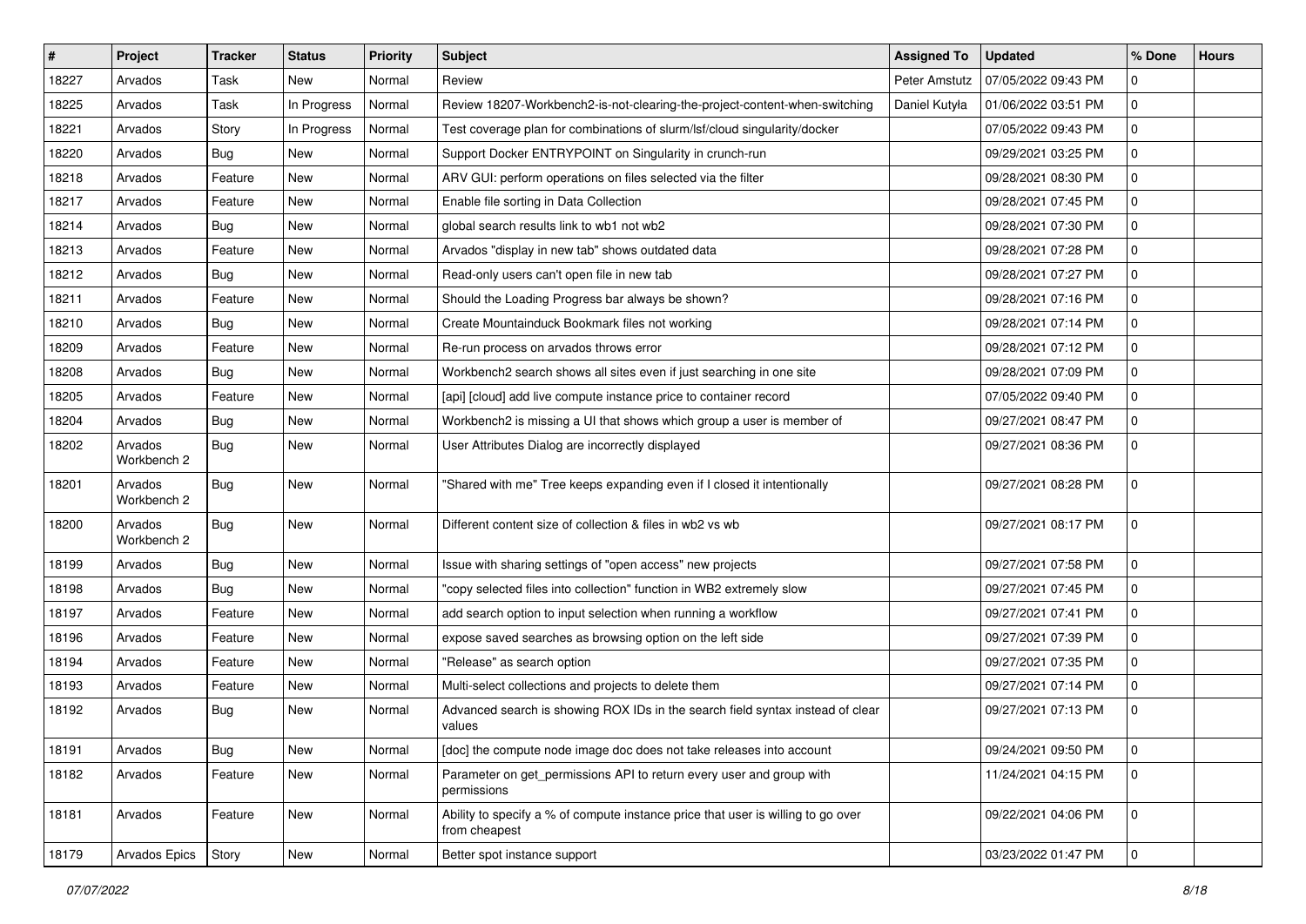| # | Project | Tracker | Status | Priority | Subject | Assigned To | Updated | % Done | Hours |
|---|---|---|---|---|---|---|---|---|---|
| 18227 | Arvados | Task | New | Normal | Review | Peter Amstutz | 07/05/2022 09:43 PM | 0 | |
| 18225 | Arvados | Task | In Progress | Normal | Review 18207-Workbench2-is-not-clearing-the-project-content-when-switching | Daniel Kutyła | 01/06/2022 03:51 PM | 0 | |
| 18221 | Arvados | Story | In Progress | Normal | Test coverage plan for combinations of slurm/lsf/cloud singularity/docker | | 07/05/2022 09:43 PM | 0 | |
| 18220 | Arvados | Bug | New | Normal | Support Docker ENTRYPOINT on Singularity in crunch-run | | 09/29/2021 03:25 PM | 0 | |
| 18218 | Arvados | Feature | New | Normal | ARV GUI: perform operations on files selected via the filter | | 09/28/2021 08:30 PM | 0 | |
| 18217 | Arvados | Feature | New | Normal | Enable file sorting in Data Collection | | 09/28/2021 07:45 PM | 0 | |
| 18214 | Arvados | Bug | New | Normal | global search results link to wb1 not wb2 | | 09/28/2021 07:30 PM | 0 | |
| 18213 | Arvados | Feature | New | Normal | Arvados "display in new tab" shows outdated data | | 09/28/2021 07:28 PM | 0 | |
| 18212 | Arvados | Bug | New | Normal | Read-only users can't open file in new tab | | 09/28/2021 07:27 PM | 0 | |
| 18211 | Arvados | Feature | New | Normal | Should the Loading Progress bar always be shown? | | 09/28/2021 07:16 PM | 0 | |
| 18210 | Arvados | Bug | New | Normal | Create Mountainduck Bookmark files not working | | 09/28/2021 07:14 PM | 0 | |
| 18209 | Arvados | Feature | New | Normal | Re-run process on arvados throws error | | 09/28/2021 07:12 PM | 0 | |
| 18208 | Arvados | Bug | New | Normal | Workbench2 search shows all sites even if just searching in one site | | 09/28/2021 07:09 PM | 0 | |
| 18205 | Arvados | Feature | New | Normal | [api] [cloud] add live compute instance price to container record | | 07/05/2022 09:40 PM | 0 | |
| 18204 | Arvados | Bug | New | Normal | Workbench2 is missing a UI that shows which group a user is member of | | 09/27/2021 08:47 PM | 0 | |
| 18202 | Arvados Workbench 2 | Bug | New | Normal | User Attributes Dialog are incorrectly displayed | | 09/27/2021 08:36 PM | 0 | |
| 18201 | Arvados Workbench 2 | Bug | New | Normal | "Shared with me" Tree keeps expanding even if I closed it intentionally | | 09/27/2021 08:28 PM | 0 | |
| 18200 | Arvados Workbench 2 | Bug | New | Normal | Different content size of collection & files in wb2 vs wb | | 09/27/2021 08:17 PM | 0 | |
| 18199 | Arvados | Bug | New | Normal | Issue with sharing settings of "open access" new projects | | 09/27/2021 07:58 PM | 0 | |
| 18198 | Arvados | Bug | New | Normal | "copy selected files into collection" function in WB2 extremely slow | | 09/27/2021 07:45 PM | 0 | |
| 18197 | Arvados | Feature | New | Normal | add search option to input selection when running a workflow | | 09/27/2021 07:41 PM | 0 | |
| 18196 | Arvados | Feature | New | Normal | expose saved searches as browsing option on the left side | | 09/27/2021 07:39 PM | 0 | |
| 18194 | Arvados | Feature | New | Normal | "Release" as search option | | 09/27/2021 07:35 PM | 0 | |
| 18193 | Arvados | Feature | New | Normal | Multi-select collections and projects to delete them | | 09/27/2021 07:14 PM | 0 | |
| 18192 | Arvados | Bug | New | Normal | Advanced search is showing ROX IDs in the search field syntax instead of clear values | | 09/27/2021 07:13 PM | 0 | |
| 18191 | Arvados | Bug | New | Normal | [doc] the compute node image doc does not take releases into account | | 09/24/2021 09:50 PM | 0 | |
| 18182 | Arvados | Feature | New | Normal | Parameter on get_permissions API to return every user and group with permissions | | 11/24/2021 04:15 PM | 0 | |
| 18181 | Arvados | Feature | New | Normal | Ability to specify a % of compute instance price that user is willing to go over from cheapest | | 09/22/2021 04:06 PM | 0 | |
| 18179 | Arvados Epics | Story | New | Normal | Better spot instance support | | 03/23/2022 01:47 PM | 0 | |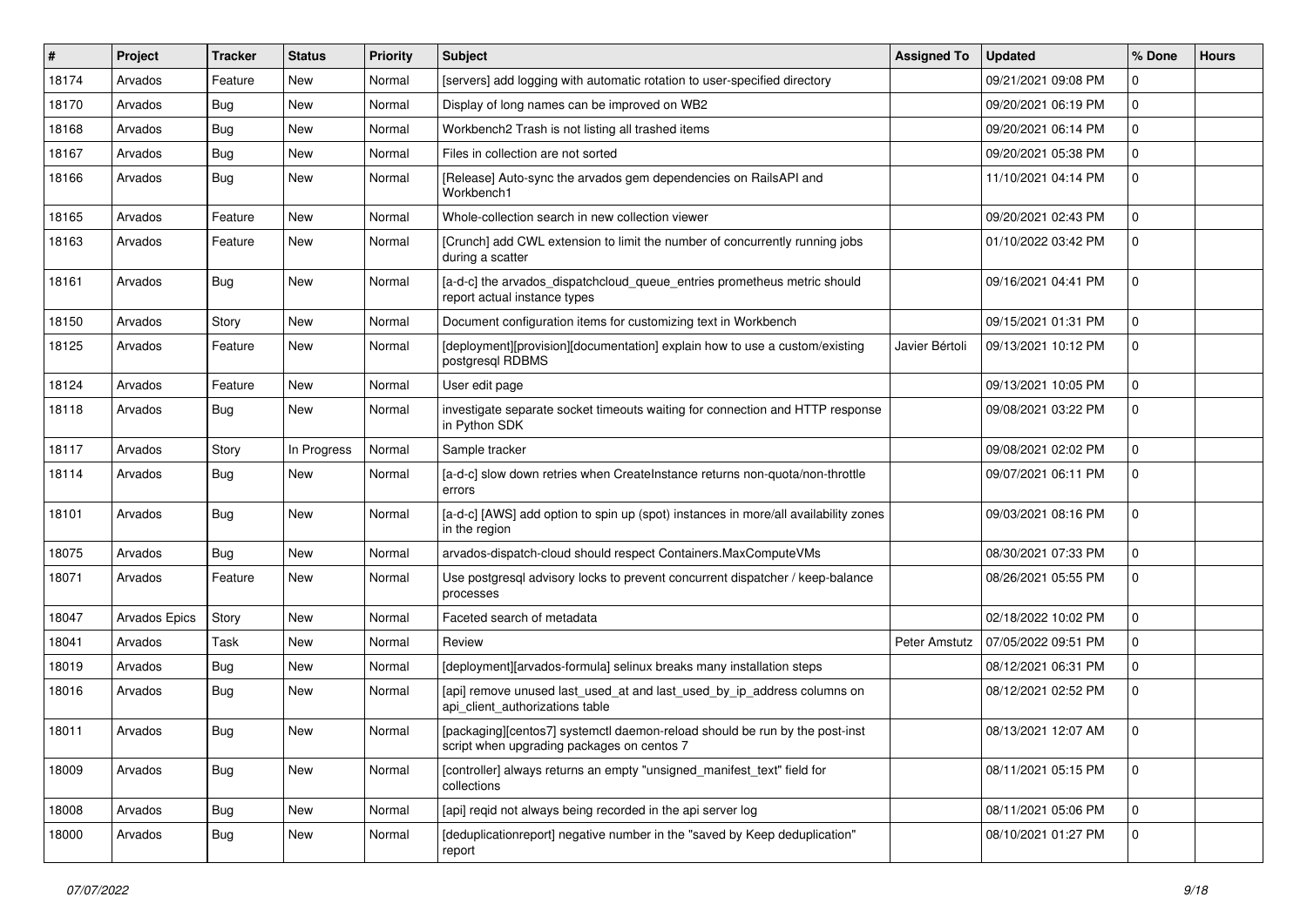| # | Project | Tracker | Status | Priority | Subject | Assigned To | Updated | % Done | Hours |
|---|---|---|---|---|---|---|---|---|---|
| 18174 | Arvados | Feature | New | Normal | [servers] add logging with automatic rotation to user-specified directory | | 09/21/2021 09:08 PM | 0 | |
| 18170 | Arvados | Bug | New | Normal | Display of long names can be improved on WB2 | | 09/20/2021 06:19 PM | 0 | |
| 18168 | Arvados | Bug | New | Normal | Workbench2 Trash is not listing all trashed items | | 09/20/2021 06:14 PM | 0 | |
| 18167 | Arvados | Bug | New | Normal | Files in collection are not sorted | | 09/20/2021 05:38 PM | 0 | |
| 18166 | Arvados | Bug | New | Normal | [Release] Auto-sync the arvados gem dependencies on RailsAPI and Workbench1 | | 11/10/2021 04:14 PM | 0 | |
| 18165 | Arvados | Feature | New | Normal | Whole-collection search in new collection viewer | | 09/20/2021 02:43 PM | 0 | |
| 18163 | Arvados | Feature | New | Normal | [Crunch] add CWL extension to limit the number of concurrently running jobs during a scatter | | 01/10/2022 03:42 PM | 0 | |
| 18161 | Arvados | Bug | New | Normal | [a-d-c] the arvados_dispatchcloud_queue_entries prometheus metric should report actual instance types | | 09/16/2021 04:41 PM | 0 | |
| 18150 | Arvados | Story | New | Normal | Document configuration items for customizing text in Workbench | | 09/15/2021 01:31 PM | 0 | |
| 18125 | Arvados | Feature | New | Normal | [deployment][provision][documentation] explain how to use a custom/existing postgresql RDBMS | Javier Bértoli | 09/13/2021 10:12 PM | 0 | |
| 18124 | Arvados | Feature | New | Normal | User edit page | | 09/13/2021 10:05 PM | 0 | |
| 18118 | Arvados | Bug | New | Normal | investigate separate socket timeouts waiting for connection and HTTP response in Python SDK | | 09/08/2021 03:22 PM | 0 | |
| 18117 | Arvados | Story | In Progress | Normal | Sample tracker | | 09/08/2021 02:02 PM | 0 | |
| 18114 | Arvados | Bug | New | Normal | [a-d-c] slow down retries when CreateInstance returns non-quota/non-throttle errors | | 09/07/2021 06:11 PM | 0 | |
| 18101 | Arvados | Bug | New | Normal | [a-d-c] [AWS] add option to spin up (spot) instances in more/all availability zones in the region | | 09/03/2021 08:16 PM | 0 | |
| 18075 | Arvados | Bug | New | Normal | arvados-dispatch-cloud should respect Containers.MaxComputeVMs | | 08/30/2021 07:33 PM | 0 | |
| 18071 | Arvados | Feature | New | Normal | Use postgresql advisory locks to prevent concurrent dispatcher / keep-balance processes | | 08/26/2021 05:55 PM | 0 | |
| 18047 | Arvados Epics | Story | New | Normal | Faceted search of metadata | | 02/18/2022 10:02 PM | 0 | |
| 18041 | Arvados | Task | New | Normal | Review | Peter Amstutz | 07/05/2022 09:51 PM | 0 | |
| 18019 | Arvados | Bug | New | Normal | [deployment][arvados-formula] selinux breaks many installation steps | | 08/12/2021 06:31 PM | 0 | |
| 18016 | Arvados | Bug | New | Normal | [api] remove unused last_used_at and last_used_by_ip_address columns on api_client_authorizations table | | 08/12/2021 02:52 PM | 0 | |
| 18011 | Arvados | Bug | New | Normal | [packaging][centos7] systemctl daemon-reload should be run by the post-inst script when upgrading packages on centos 7 | | 08/13/2021 12:07 AM | 0 | |
| 18009 | Arvados | Bug | New | Normal | [controller] always returns an empty "unsigned_manifest_text" field for collections | | 08/11/2021 05:15 PM | 0 | |
| 18008 | Arvados | Bug | New | Normal | [api] reqid not always being recorded in the api server log | | 08/11/2021 05:06 PM | 0 | |
| 18000 | Arvados | Bug | New | Normal | [deduplicationreport] negative number in the "saved by Keep deduplication" report | | 08/10/2021 01:27 PM | 0 | |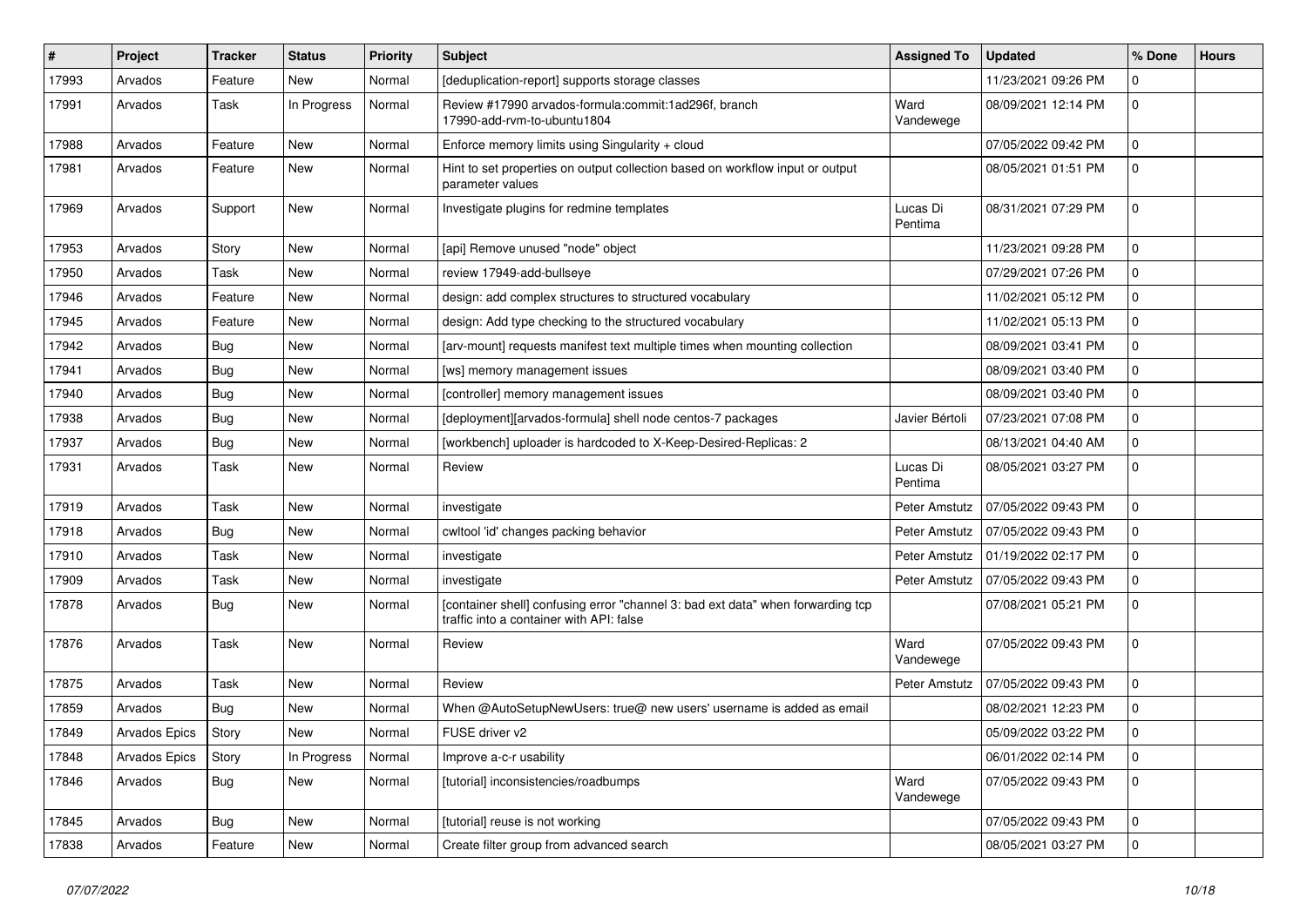| # | Project | Tracker | Status | Priority | Subject | Assigned To | Updated | % Done | Hours |
|---|---|---|---|---|---|---|---|---|---|
| 17993 | Arvados | Feature | New | Normal | [deduplication-report] supports storage classes | | 11/23/2021 09:26 PM | 0 | |
| 17991 | Arvados | Task | In Progress | Normal | Review #17990 arvados-formula:commit:1ad296f, branch 17990-add-rvm-to-ubuntu1804 | Ward Vandewege | 08/09/2021 12:14 PM | 0 | |
| 17988 | Arvados | Feature | New | Normal | Enforce memory limits using Singularity + cloud | | 07/05/2022 09:42 PM | 0 | |
| 17981 | Arvados | Feature | New | Normal | Hint to set properties on output collection based on workflow input or output parameter values | | 08/05/2021 01:51 PM | 0 | |
| 17969 | Arvados | Support | New | Normal | Investigate plugins for redmine templates | Lucas Di Pentima | 08/31/2021 07:29 PM | 0 | |
| 17953 | Arvados | Story | New | Normal | [api] Remove unused "node" object | | 11/23/2021 09:28 PM | 0 | |
| 17950 | Arvados | Task | New | Normal | review 17949-add-bullseye | | 07/29/2021 07:26 PM | 0 | |
| 17946 | Arvados | Feature | New | Normal | design: add complex structures to structured vocabulary | | 11/02/2021 05:12 PM | 0 | |
| 17945 | Arvados | Feature | New | Normal | design: Add type checking to the structured vocabulary | | 11/02/2021 05:13 PM | 0 | |
| 17942 | Arvados | Bug | New | Normal | [arv-mount] requests manifest text multiple times when mounting collection | | 08/09/2021 03:41 PM | 0 | |
| 17941 | Arvados | Bug | New | Normal | [ws] memory management issues | | 08/09/2021 03:40 PM | 0 | |
| 17940 | Arvados | Bug | New | Normal | [controller] memory management issues | | 08/09/2021 03:40 PM | 0 | |
| 17938 | Arvados | Bug | New | Normal | [deployment][arvados-formula] shell node centos-7 packages | Javier Bértoli | 07/23/2021 07:08 PM | 0 | |
| 17937 | Arvados | Bug | New | Normal | [workbench] uploader is hardcoded to X-Keep-Desired-Replicas: 2 | | 08/13/2021 04:40 AM | 0 | |
| 17931 | Arvados | Task | New | Normal | Review | Lucas Di Pentima | 08/05/2021 03:27 PM | 0 | |
| 17919 | Arvados | Task | New | Normal | investigate | Peter Amstutz | 07/05/2022 09:43 PM | 0 | |
| 17918 | Arvados | Bug | New | Normal | cwltool 'id' changes packing behavior | Peter Amstutz | 07/05/2022 09:43 PM | 0 | |
| 17910 | Arvados | Task | New | Normal | investigate | Peter Amstutz | 01/19/2022 02:17 PM | 0 | |
| 17909 | Arvados | Task | New | Normal | investigate | Peter Amstutz | 07/05/2022 09:43 PM | 0 | |
| 17878 | Arvados | Bug | New | Normal | [container shell] confusing error "channel 3: bad ext data" when forwarding tcp traffic into a container with API: false | | 07/08/2021 05:21 PM | 0 | |
| 17876 | Arvados | Task | New | Normal | Review | Ward Vandewege | 07/05/2022 09:43 PM | 0 | |
| 17875 | Arvados | Task | New | Normal | Review | Peter Amstutz | 07/05/2022 09:43 PM | 0 | |
| 17859 | Arvados | Bug | New | Normal | When @AutoSetupNewUsers: true@ new users' username is added as email | | 08/02/2021 12:23 PM | 0 | |
| 17849 | Arvados Epics | Story | New | Normal | FUSE driver v2 | | 05/09/2022 03:22 PM | 0 | |
| 17848 | Arvados Epics | Story | In Progress | Normal | Improve a-c-r usability | | 06/01/2022 02:14 PM | 0 | |
| 17846 | Arvados | Bug | New | Normal | [tutorial] inconsistencies/roadbumps | Ward Vandewege | 07/05/2022 09:43 PM | 0 | |
| 17845 | Arvados | Bug | New | Normal | [tutorial] reuse is not working | | 07/05/2022 09:43 PM | 0 | |
| 17838 | Arvados | Feature | New | Normal | Create filter group from advanced search | | 08/05/2021 03:27 PM | 0 | |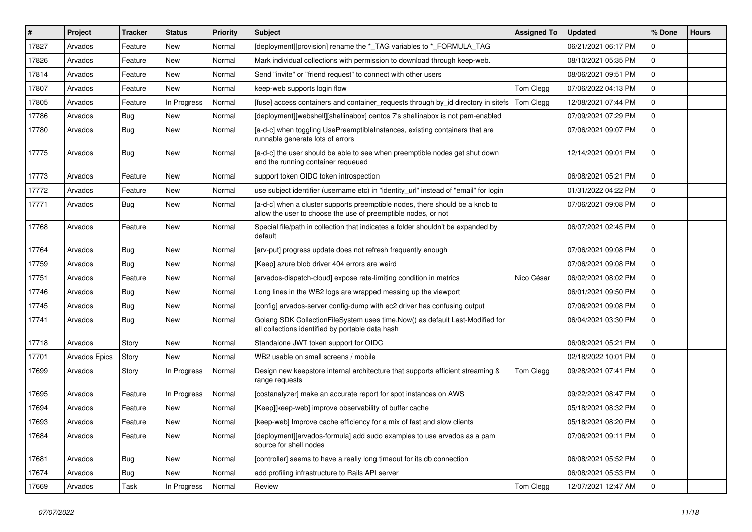| # | Project | Tracker | Status | Priority | Subject | Assigned To | Updated | % Done | Hours |
|---|---|---|---|---|---|---|---|---|---|
| 17827 | Arvados | Feature | New | Normal | [deployment][provision] rename the *_TAG variables to *_FORMULA_TAG | | 06/21/2021 06:17 PM | 0 | |
| 17826 | Arvados | Feature | New | Normal | Mark individual collections with permission to download through keep-web. | | 08/10/2021 05:35 PM | 0 | |
| 17814 | Arvados | Feature | New | Normal | Send "invite" or "friend request" to connect with other users | | 08/06/2021 09:51 PM | 0 | |
| 17807 | Arvados | Feature | New | Normal | keep-web supports login flow | Tom Clegg | 07/06/2022 04:13 PM | 0 | |
| 17805 | Arvados | Feature | In Progress | Normal | [fuse] access containers and container_requests through by_id directory in sitefs | Tom Clegg | 12/08/2021 07:44 PM | 0 | |
| 17786 | Arvados | Bug | New | Normal | [deployment][webshell][shellinabox] centos 7's shellinabox is not pam-enabled | | 07/09/2021 07:29 PM | 0 | |
| 17780 | Arvados | Bug | New | Normal | [a-d-c] when toggling UsePreemptibleInstances, existing containers that are runnable generate lots of errors | | 07/06/2021 09:07 PM | 0 | |
| 17775 | Arvados | Bug | New | Normal | [a-d-c] the user should be able to see when preemptible nodes get shut down and the running container requeued | | 12/14/2021 09:01 PM | 0 | |
| 17773 | Arvados | Feature | New | Normal | support token OIDC token introspection | | 06/08/2021 05:21 PM | 0 | |
| 17772 | Arvados | Feature | New | Normal | use subject identifier (username etc) in "identity_url" instead of "email" for login | | 01/31/2022 04:22 PM | 0 | |
| 17771 | Arvados | Bug | New | Normal | [a-d-c] when a cluster supports preemptible nodes, there should be a knob to allow the user to choose the use of preemptible nodes, or not | | 07/06/2021 09:08 PM | 0 | |
| 17768 | Arvados | Feature | New | Normal | Special file/path in collection that indicates a folder shouldn't be expanded by default | | 06/07/2021 02:45 PM | 0 | |
| 17764 | Arvados | Bug | New | Normal | [arv-put] progress update does not refresh frequently enough | | 07/06/2021 09:08 PM | 0 | |
| 17759 | Arvados | Bug | New | Normal | [Keep] azure blob driver 404 errors are weird | | 07/06/2021 09:08 PM | 0 | |
| 17751 | Arvados | Feature | New | Normal | [arvados-dispatch-cloud] expose rate-limiting condition in metrics | Nico César | 06/02/2021 08:02 PM | 0 | |
| 17746 | Arvados | Bug | New | Normal | Long lines in the WB2 logs are wrapped messing up the viewport | | 06/01/2021 09:50 PM | 0 | |
| 17745 | Arvados | Bug | New | Normal | [config] arvados-server config-dump with ec2 driver has confusing output | | 07/06/2021 09:08 PM | 0 | |
| 17741 | Arvados | Bug | New | Normal | Golang SDK CollectionFileSystem uses time.Now() as default Last-Modified for all collections identified by portable data hash | | 06/04/2021 03:30 PM | 0 | |
| 17718 | Arvados | Story | New | Normal | Standalone JWT token support for OIDC | | 06/08/2021 05:21 PM | 0 | |
| 17701 | Arvados Epics | Story | New | Normal | WB2 usable on small screens / mobile | | 02/18/2022 10:01 PM | 0 | |
| 17699 | Arvados | Story | In Progress | Normal | Design new keepstore internal architecture that supports efficient streaming & range requests | Tom Clegg | 09/28/2021 07:41 PM | 0 | |
| 17695 | Arvados | Feature | In Progress | Normal | [costanalyzer] make an accurate report for spot instances on AWS | | 09/22/2021 08:47 PM | 0 | |
| 17694 | Arvados | Feature | New | Normal | [Keep][keep-web] improve observability of buffer cache | | 05/18/2021 08:32 PM | 0 | |
| 17693 | Arvados | Feature | New | Normal | [keep-web] Improve cache efficiency for a mix of fast and slow clients | | 05/18/2021 08:20 PM | 0 | |
| 17684 | Arvados | Feature | New | Normal | [deployment][arvados-formula] add sudo examples to use arvados as a pam source for shell nodes | | 07/06/2021 09:11 PM | 0 | |
| 17681 | Arvados | Bug | New | Normal | [controller] seems to have a really long timeout for its db connection | | 06/08/2021 05:52 PM | 0 | |
| 17674 | Arvados | Bug | New | Normal | add profiling infrastructure to Rails API server | | 06/08/2021 05:53 PM | 0 | |
| 17669 | Arvados | Task | In Progress | Normal | Review | Tom Clegg | 12/07/2021 12:47 AM | 0 | |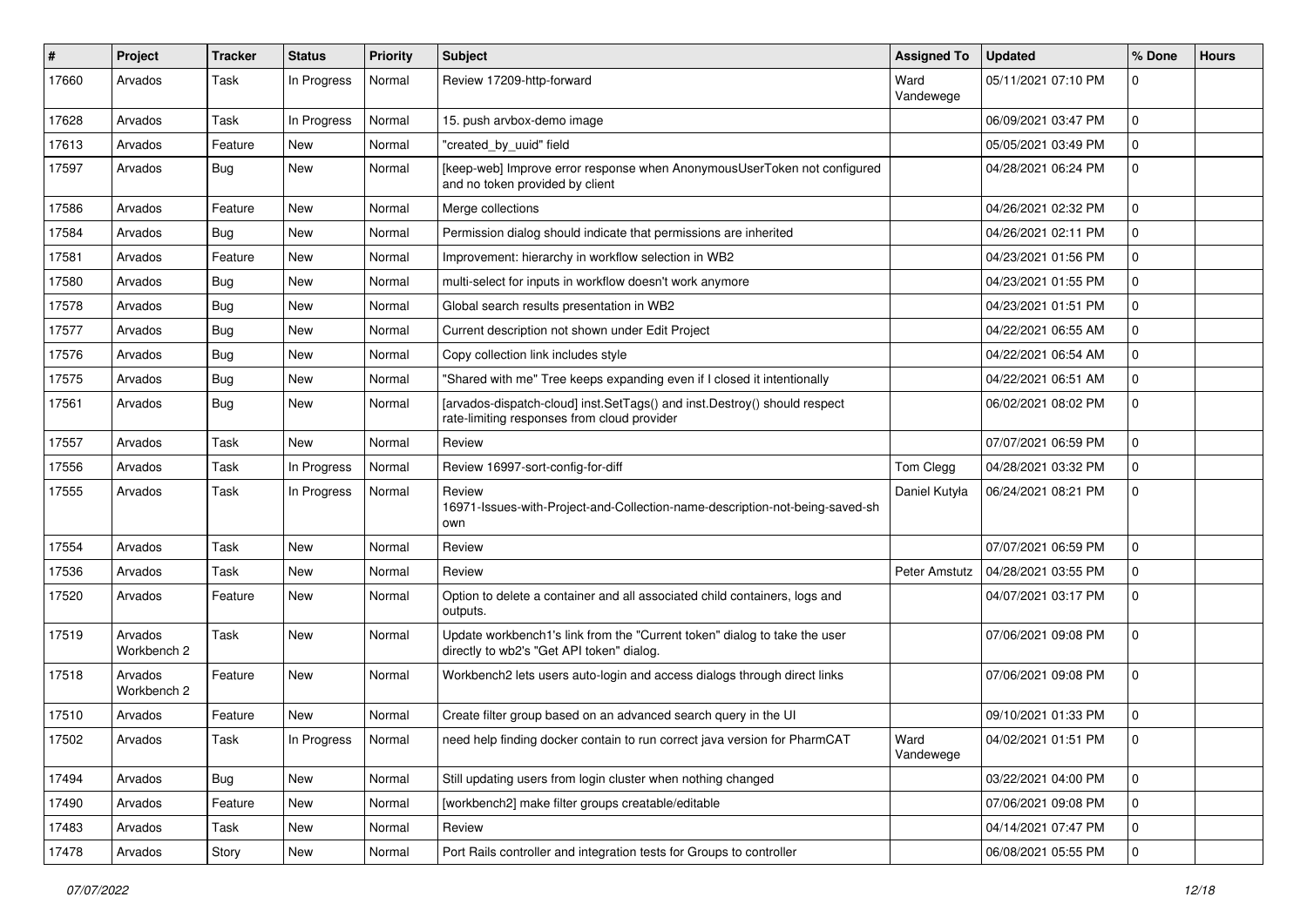| # | Project | Tracker | Status | Priority | Subject | Assigned To | Updated | % Done | Hours |
|---|---|---|---|---|---|---|---|---|---|
| 17660 | Arvados | Task | In Progress | Normal | Review 17209-http-forward | Ward Vandewege | 05/11/2021 07:10 PM | 0 | |
| 17628 | Arvados | Task | In Progress | Normal | 15. push arvbox-demo image | | 06/09/2021 03:47 PM | 0 | |
| 17613 | Arvados | Feature | New | Normal | "created_by_uuid" field | | 05/05/2021 03:49 PM | 0 | |
| 17597 | Arvados | Bug | New | Normal | [keep-web] Improve error response when AnonymousUserToken not configured and no token provided by client | | 04/28/2021 06:24 PM | 0 | |
| 17586 | Arvados | Feature | New | Normal | Merge collections | | 04/26/2021 02:32 PM | 0 | |
| 17584 | Arvados | Bug | New | Normal | Permission dialog should indicate that permissions are inherited | | 04/26/2021 02:11 PM | 0 | |
| 17581 | Arvados | Feature | New | Normal | Improvement: hierarchy in workflow selection in WB2 | | 04/23/2021 01:56 PM | 0 | |
| 17580 | Arvados | Bug | New | Normal | multi-select for inputs in workflow doesn't work anymore | | 04/23/2021 01:55 PM | 0 | |
| 17578 | Arvados | Bug | New | Normal | Global search results presentation in WB2 | | 04/23/2021 01:51 PM | 0 | |
| 17577 | Arvados | Bug | New | Normal | Current description not shown under Edit Project | | 04/22/2021 06:55 AM | 0 | |
| 17576 | Arvados | Bug | New | Normal | Copy collection link includes style | | 04/22/2021 06:54 AM | 0 | |
| 17575 | Arvados | Bug | New | Normal | "Shared with me" Tree keeps expanding even if I closed it intentionally | | 04/22/2021 06:51 AM | 0 | |
| 17561 | Arvados | Bug | New | Normal | [arvados-dispatch-cloud] inst.SetTags() and inst.Destroy() should respect rate-limiting responses from cloud provider | | 06/02/2021 08:02 PM | 0 | |
| 17557 | Arvados | Task | New | Normal | Review | | 07/07/2021 06:59 PM | 0 | |
| 17556 | Arvados | Task | In Progress | Normal | Review 16997-sort-config-for-diff | Tom Clegg | 04/28/2021 03:32 PM | 0 | |
| 17555 | Arvados | Task | In Progress | Normal | Review 16971-Issues-with-Project-and-Collection-name-description-not-being-saved-shown | Daniel Kutyła | 06/24/2021 08:21 PM | 0 | |
| 17554 | Arvados | Task | New | Normal | Review | | 07/07/2021 06:59 PM | 0 | |
| 17536 | Arvados | Task | New | Normal | Review | Peter Amstutz | 04/28/2021 03:55 PM | 0 | |
| 17520 | Arvados | Feature | New | Normal | Option to delete a container and all associated child containers, logs and outputs. | | 04/07/2021 03:17 PM | 0 | |
| 17519 | Arvados Workbench 2 | Task | New | Normal | Update workbench1's link from the "Current token" dialog to take the user directly to wb2's "Get API token" dialog. | | 07/06/2021 09:08 PM | 0 | |
| 17518 | Arvados Workbench 2 | Feature | New | Normal | Workbench2 lets users auto-login and access dialogs through direct links | | 07/06/2021 09:08 PM | 0 | |
| 17510 | Arvados | Feature | New | Normal | Create filter group based on an advanced search query in the UI | | 09/10/2021 01:33 PM | 0 | |
| 17502 | Arvados | Task | In Progress | Normal | need help finding docker contain to run correct java version for PharmCAT | Ward Vandewege | 04/02/2021 01:51 PM | 0 | |
| 17494 | Arvados | Bug | New | Normal | Still updating users from login cluster when nothing changed | | 03/22/2021 04:00 PM | 0 | |
| 17490 | Arvados | Feature | New | Normal | [workbench2] make filter groups creatable/editable | | 07/06/2021 09:08 PM | 0 | |
| 17483 | Arvados | Task | New | Normal | Review | | 04/14/2021 07:47 PM | 0 | |
| 17478 | Arvados | Story | New | Normal | Port Rails controller and integration tests for Groups to controller | | 06/08/2021 05:55 PM | 0 | |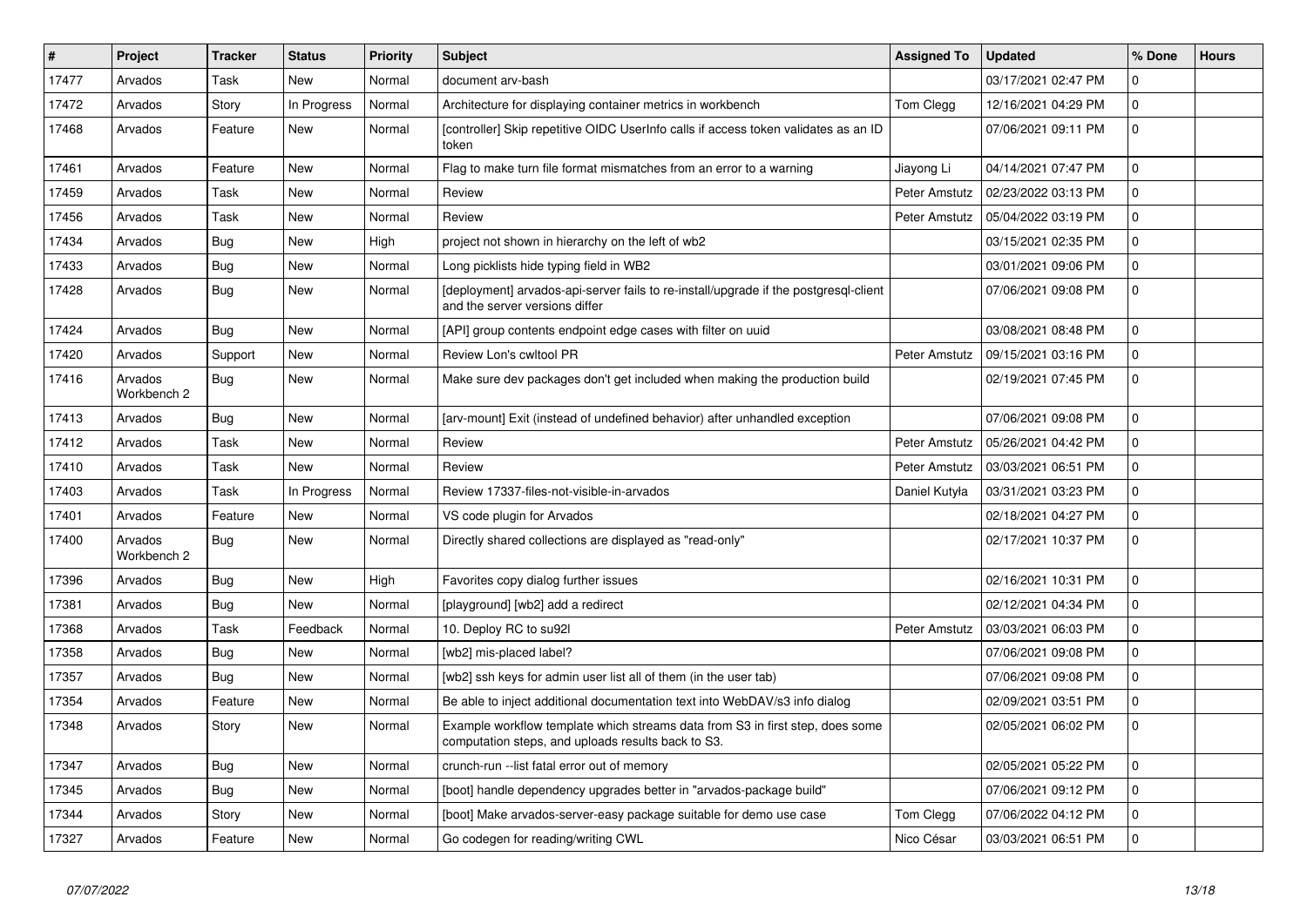| # | Project | Tracker | Status | Priority | Subject | Assigned To | Updated | % Done | Hours |
|---|---|---|---|---|---|---|---|---|---|
| 17477 | Arvados | Task | New | Normal | document arv-bash | | 03/17/2021 02:47 PM | 0 | |
| 17472 | Arvados | Story | In Progress | Normal | Architecture for displaying container metrics in workbench | Tom Clegg | 12/16/2021 04:29 PM | 0 | |
| 17468 | Arvados | Feature | New | Normal | [controller] Skip repetitive OIDC UserInfo calls if access token validates as an ID token | | 07/06/2021 09:11 PM | 0 | |
| 17461 | Arvados | Feature | New | Normal | Flag to make turn file format mismatches from an error to a warning | Jiayong Li | 04/14/2021 07:47 PM | 0 | |
| 17459 | Arvados | Task | New | Normal | Review | Peter Amstutz | 02/23/2022 03:13 PM | 0 | |
| 17456 | Arvados | Task | New | Normal | Review | Peter Amstutz | 05/04/2022 03:19 PM | 0 | |
| 17434 | Arvados | Bug | New | High | project not shown in hierarchy on the left of wb2 | | 03/15/2021 02:35 PM | 0 | |
| 17433 | Arvados | Bug | New | Normal | Long picklists hide typing field in WB2 | | 03/01/2021 09:06 PM | 0 | |
| 17428 | Arvados | Bug | New | Normal | [deployment] arvados-api-server fails to re-install/upgrade if the postgresql-client and the server versions differ | | 07/06/2021 09:08 PM | 0 | |
| 17424 | Arvados | Bug | New | Normal | [API] group contents endpoint edge cases with filter on uuid | | 03/08/2021 08:48 PM | 0 | |
| 17420 | Arvados | Support | New | Normal | Review Lon's cwltool PR | Peter Amstutz | 09/15/2021 03:16 PM | 0 | |
| 17416 | Arvados Workbench 2 | Bug | New | Normal | Make sure dev packages don't get included when making the production build | | 02/19/2021 07:45 PM | 0 | |
| 17413 | Arvados | Bug | New | Normal | [arv-mount] Exit (instead of undefined behavior) after unhandled exception | | 07/06/2021 09:08 PM | 0 | |
| 17412 | Arvados | Task | New | Normal | Review | Peter Amstutz | 05/26/2021 04:42 PM | 0 | |
| 17410 | Arvados | Task | New | Normal | Review | Peter Amstutz | 03/03/2021 06:51 PM | 0 | |
| 17403 | Arvados | Task | In Progress | Normal | Review 17337-files-not-visible-in-arvados | Daniel Kutyła | 03/31/2021 03:23 PM | 0 | |
| 17401 | Arvados | Feature | New | Normal | VS code plugin for Arvados | | 02/18/2021 04:27 PM | 0 | |
| 17400 | Arvados Workbench 2 | Bug | New | Normal | Directly shared collections are displayed as "read-only" | | 02/17/2021 10:37 PM | 0 | |
| 17396 | Arvados | Bug | New | High | Favorites copy dialog further issues | | 02/16/2021 10:31 PM | 0 | |
| 17381 | Arvados | Bug | New | Normal | [playground] [wb2] add a redirect | | 02/12/2021 04:34 PM | 0 | |
| 17368 | Arvados | Task | Feedback | Normal | 10. Deploy RC to su92l | Peter Amstutz | 03/03/2021 06:03 PM | 0 | |
| 17358 | Arvados | Bug | New | Normal | [wb2] mis-placed label? | | 07/06/2021 09:08 PM | 0 | |
| 17357 | Arvados | Bug | New | Normal | [wb2] ssh keys for admin user list all of them (in the user tab) | | 07/06/2021 09:08 PM | 0 | |
| 17354 | Arvados | Feature | New | Normal | Be able to inject additional documentation text into WebDAV/s3 info dialog | | 02/09/2021 03:51 PM | 0 | |
| 17348 | Arvados | Story | New | Normal | Example workflow template which streams data from S3 in first step, does some computation steps, and uploads results back to S3. | | 02/05/2021 06:02 PM | 0 | |
| 17347 | Arvados | Bug | New | Normal | crunch-run --list fatal error out of memory | | 02/05/2021 05:22 PM | 0 | |
| 17345 | Arvados | Bug | New | Normal | [boot] handle dependency upgrades better in "arvados-package build" | | 07/06/2021 09:12 PM | 0 | |
| 17344 | Arvados | Story | New | Normal | [boot] Make arvados-server-easy package suitable for demo use case | Tom Clegg | 07/06/2022 04:12 PM | 0 | |
| 17327 | Arvados | Feature | New | Normal | Go codegen for reading/writing CWL | Nico César | 03/03/2021 06:51 PM | 0 | |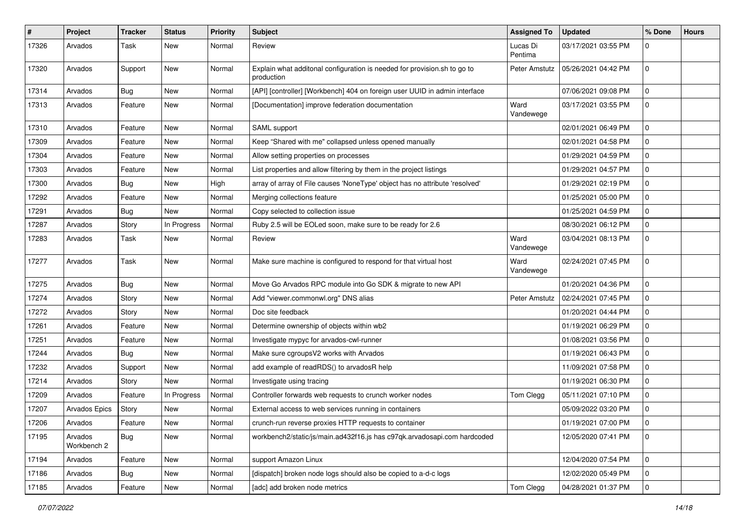| # | Project | Tracker | Status | Priority | Subject | Assigned To | Updated | % Done | Hours |
|---|---|---|---|---|---|---|---|---|---|
| 17326 | Arvados | Task | New | Normal | Review | Lucas Di Pentima | 03/17/2021 03:55 PM | 0 | |
| 17320 | Arvados | Support | New | Normal | Explain what additonal configuration is needed for provision.sh to go to production | Peter Amstutz | 05/26/2021 04:42 PM | 0 | |
| 17314 | Arvados | Bug | New | Normal | [API] [controller] [Workbench] 404 on foreign user UUID in admin interface | | 07/06/2021 09:08 PM | 0 | |
| 17313 | Arvados | Feature | New | Normal | [Documentation] improve federation documentation | Ward Vandewege | 03/17/2021 03:55 PM | 0 | |
| 17310 | Arvados | Feature | New | Normal | SAML support | | 02/01/2021 06:49 PM | 0 | |
| 17309 | Arvados | Feature | New | Normal | Keep "Shared with me" collapsed unless opened manually | | 02/01/2021 04:58 PM | 0 | |
| 17304 | Arvados | Feature | New | Normal | Allow setting properties on processes | | 01/29/2021 04:59 PM | 0 | |
| 17303 | Arvados | Feature | New | Normal | List properties and allow filtering by them in the project listings | | 01/29/2021 04:57 PM | 0 | |
| 17300 | Arvados | Bug | New | High | array of array of File causes 'NoneType' object has no attribute 'resolved' | | 01/29/2021 02:19 PM | 0 | |
| 17292 | Arvados | Feature | New | Normal | Merging collections feature | | 01/25/2021 05:00 PM | 0 | |
| 17291 | Arvados | Bug | New | Normal | Copy selected to collection issue | | 01/25/2021 04:59 PM | 0 | |
| 17287 | Arvados | Story | In Progress | Normal | Ruby 2.5 will be EOLed soon, make sure to be ready for 2.6 | | 08/30/2021 06:12 PM | 0 | |
| 17283 | Arvados | Task | New | Normal | Review | Ward Vandewege | 03/04/2021 08:13 PM | 0 | |
| 17277 | Arvados | Task | New | Normal | Make sure machine is configured to respond for that virtual host | Ward Vandewege | 02/24/2021 07:45 PM | 0 | |
| 17275 | Arvados | Bug | New | Normal | Move Go Arvados RPC module into Go SDK & migrate to new API | | 01/20/2021 04:36 PM | 0 | |
| 17274 | Arvados | Story | New | Normal | Add "viewer.commonwl.org" DNS alias | Peter Amstutz | 02/24/2021 07:45 PM | 0 | |
| 17272 | Arvados | Story | New | Normal | Doc site feedback | | 01/20/2021 04:44 PM | 0 | |
| 17261 | Arvados | Feature | New | Normal | Determine ownership of objects within wb2 | | 01/19/2021 06:29 PM | 0 | |
| 17251 | Arvados | Feature | New | Normal | Investigate mypyc for arvados-cwl-runner | | 01/08/2021 03:56 PM | 0 | |
| 17244 | Arvados | Bug | New | Normal | Make sure cgroupsV2 works with Arvados | | 01/19/2021 06:43 PM | 0 | |
| 17232 | Arvados | Support | New | Normal | add example of readRDS() to arvadosR help | | 11/09/2021 07:58 PM | 0 | |
| 17214 | Arvados | Story | New | Normal | Investigate using tracing | | 01/19/2021 06:30 PM | 0 | |
| 17209 | Arvados | Feature | In Progress | Normal | Controller forwards web requests to crunch worker nodes | Tom Clegg | 05/11/2021 07:10 PM | 0 | |
| 17207 | Arvados Epics | Story | New | Normal | External access to web services running in containers | | 05/09/2022 03:20 PM | 0 | |
| 17206 | Arvados | Feature | New | Normal | crunch-run reverse proxies HTTP requests to container | | 01/19/2021 07:00 PM | 0 | |
| 17195 | Arvados Workbench 2 | Bug | New | Normal | workbench2/static/js/main.ad432f16.js has c97qk.arvadosapi.com hardcoded | | 12/05/2020 07:41 PM | 0 | |
| 17194 | Arvados | Feature | New | Normal | support Amazon Linux | | 12/04/2020 07:54 PM | 0 | |
| 17186 | Arvados | Bug | New | Normal | [dispatch] broken node logs should also be copied to a-d-c logs | | 12/02/2020 05:49 PM | 0 | |
| 17185 | Arvados | Feature | New | Normal | [adc] add broken node metrics | Tom Clegg | 04/28/2021 01:37 PM | 0 | |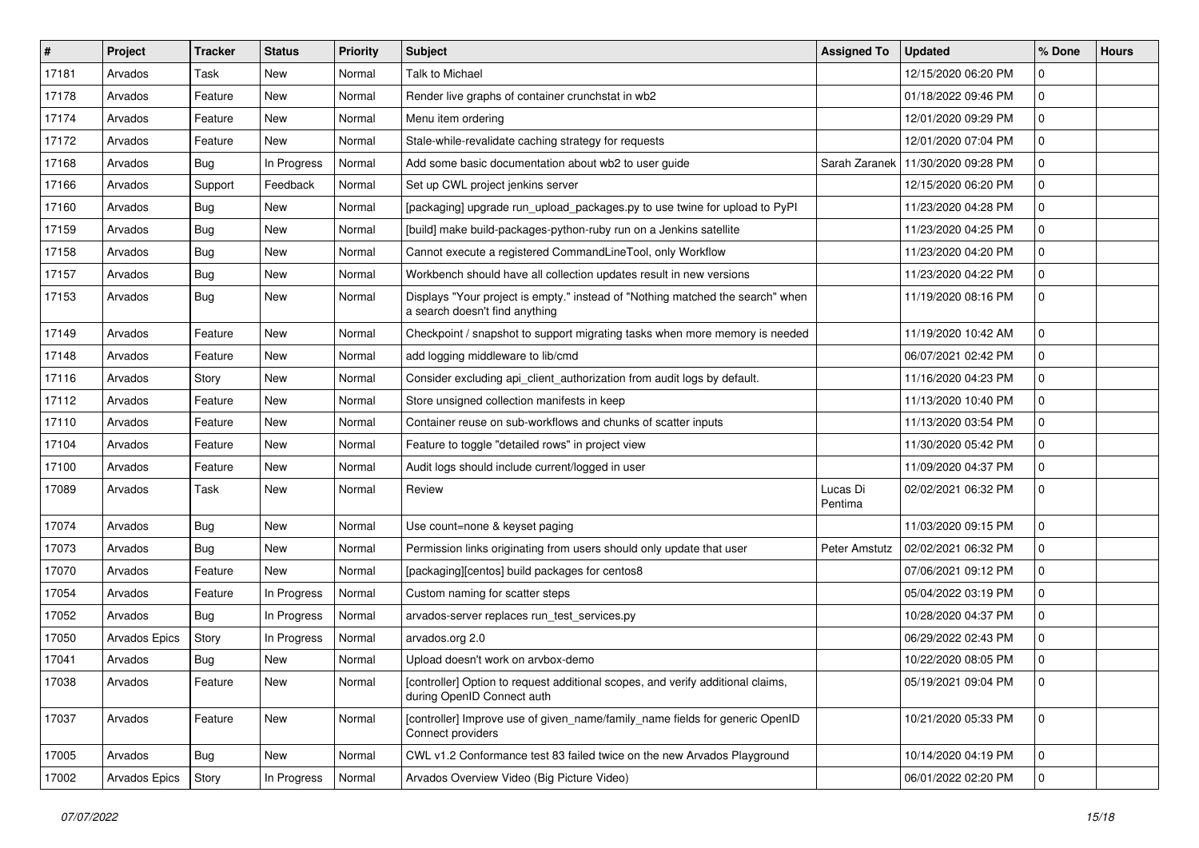| # | Project | Tracker | Status | Priority | Subject | Assigned To | Updated | % Done | Hours |
|---|---|---|---|---|---|---|---|---|---|
| 17181 | Arvados | Task | New | Normal | Talk to Michael | | 12/15/2020 06:20 PM | 0 | |
| 17178 | Arvados | Feature | New | Normal | Render live graphs of container crunchstat in wb2 | | 01/18/2022 09:46 PM | 0 | |
| 17174 | Arvados | Feature | New | Normal | Menu item ordering | | 12/01/2020 09:29 PM | 0 | |
| 17172 | Arvados | Feature | New | Normal | Stale-while-revalidate caching strategy for requests | | 12/01/2020 07:04 PM | 0 | |
| 17168 | Arvados | Bug | In Progress | Normal | Add some basic documentation about wb2 to user guide | Sarah Zaranek | 11/30/2020 09:28 PM | 0 | |
| 17166 | Arvados | Support | Feedback | Normal | Set up CWL project jenkins server | | 12/15/2020 06:20 PM | 0 | |
| 17160 | Arvados | Bug | New | Normal | [packaging] upgrade run_upload_packages.py to use twine for upload to PyPI | | 11/23/2020 04:28 PM | 0 | |
| 17159 | Arvados | Bug | New | Normal | [build] make build-packages-python-ruby run on a Jenkins satellite | | 11/23/2020 04:25 PM | 0 | |
| 17158 | Arvados | Bug | New | Normal | Cannot execute a registered CommandLineTool, only Workflow | | 11/23/2020 04:20 PM | 0 | |
| 17157 | Arvados | Bug | New | Normal | Workbench should have all collection updates result in new versions | | 11/23/2020 04:22 PM | 0 | |
| 17153 | Arvados | Bug | New | Normal | Displays "Your project is empty." instead of "Nothing matched the search" when a search doesn't find anything | | 11/19/2020 08:16 PM | 0 | |
| 17149 | Arvados | Feature | New | Normal | Checkpoint / snapshot to support migrating tasks when more memory is needed | | 11/19/2020 10:42 AM | 0 | |
| 17148 | Arvados | Feature | New | Normal | add logging middleware to lib/cmd | | 06/07/2021 02:42 PM | 0 | |
| 17116 | Arvados | Story | New | Normal | Consider excluding api_client_authorization from audit logs by default. | | 11/16/2020 04:23 PM | 0 | |
| 17112 | Arvados | Feature | New | Normal | Store unsigned collection manifests in keep | | 11/13/2020 10:40 PM | 0 | |
| 17110 | Arvados | Feature | New | Normal | Container reuse on sub-workflows and chunks of scatter inputs | | 11/13/2020 03:54 PM | 0 | |
| 17104 | Arvados | Feature | New | Normal | Feature to toggle "detailed rows" in project view | | 11/30/2020 05:42 PM | 0 | |
| 17100 | Arvados | Feature | New | Normal | Audit logs should include current/logged in user | | 11/09/2020 04:37 PM | 0 | |
| 17089 | Arvados | Task | New | Normal | Review | Lucas Di Pentima | 02/02/2021 06:32 PM | 0 | |
| 17074 | Arvados | Bug | New | Normal | Use count=none & keyset paging | | 11/03/2020 09:15 PM | 0 | |
| 17073 | Arvados | Bug | New | Normal | Permission links originating from users should only update that user | Peter Amstutz | 02/02/2021 06:32 PM | 0 | |
| 17070 | Arvados | Feature | New | Normal | [packaging][centos] build packages for centos8 | | 07/06/2021 09:12 PM | 0 | |
| 17054 | Arvados | Feature | In Progress | Normal | Custom naming for scatter steps | | 05/04/2022 03:19 PM | 0 | |
| 17052 | Arvados | Bug | In Progress | Normal | arvados-server replaces run_test_services.py | | 10/28/2020 04:37 PM | 0 | |
| 17050 | Arvados Epics | Story | In Progress | Normal | arvados.org 2.0 | | 06/29/2022 02:43 PM | 0 | |
| 17041 | Arvados | Bug | New | Normal | Upload doesn't work on arvbox-demo | | 10/22/2020 08:05 PM | 0 | |
| 17038 | Arvados | Feature | New | Normal | [controller] Option to request additional scopes, and verify additional claims, during OpenID Connect auth | | 05/19/2021 09:04 PM | 0 | |
| 17037 | Arvados | Feature | New | Normal | [controller] Improve use of given_name/family_name fields for generic OpenID Connect providers | | 10/21/2020 05:33 PM | 0 | |
| 17005 | Arvados | Bug | New | Normal | CWL v1.2 Conformance test 83 failed twice on the new Arvados Playground | | 10/14/2020 04:19 PM | 0 | |
| 17002 | Arvados Epics | Story | In Progress | Normal | Arvados Overview Video (Big Picture Video) | | 06/01/2022 02:20 PM | 0 | |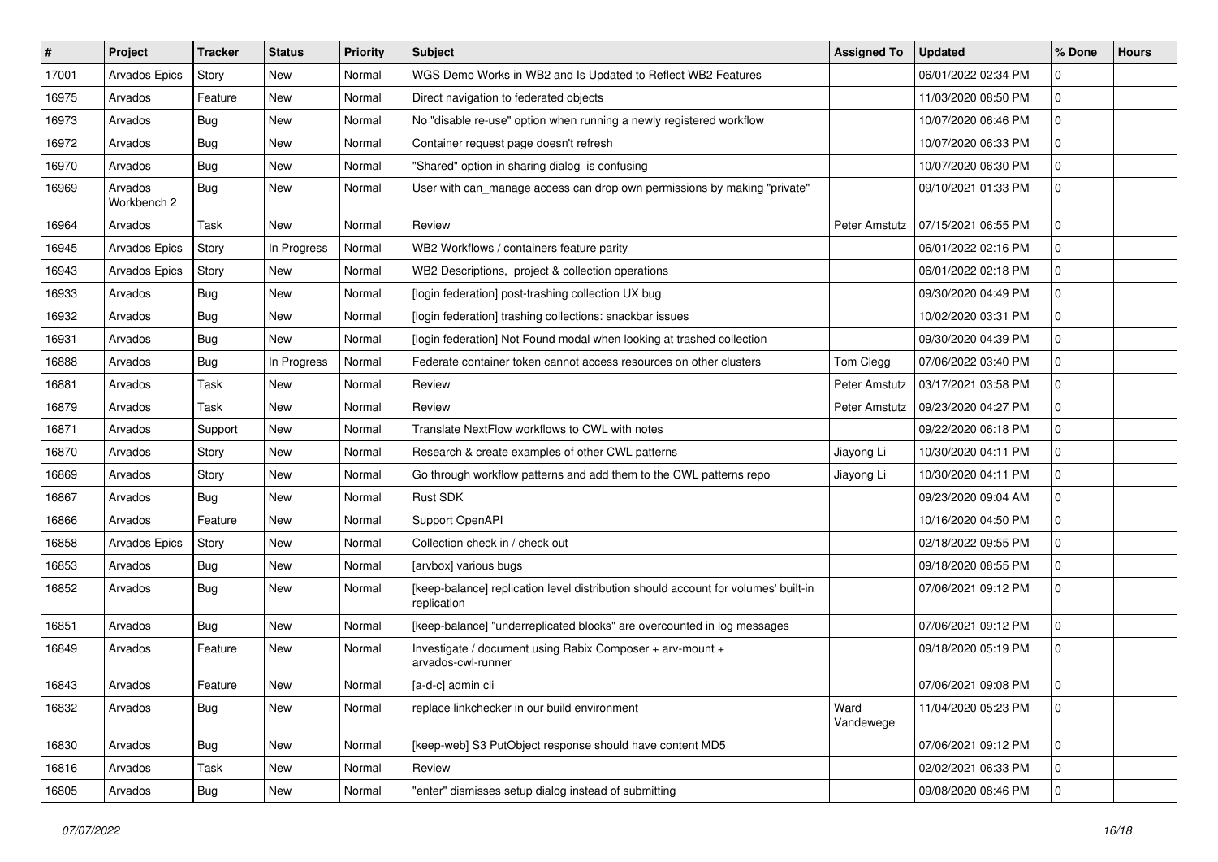| # | Project | Tracker | Status | Priority | Subject | Assigned To | Updated | % Done | Hours |
|---|---|---|---|---|---|---|---|---|---|
| 17001 | Arvados Epics | Story | New | Normal | WGS Demo Works in WB2 and Is Updated to Reflect WB2 Features | | 06/01/2022 02:34 PM | 0 | |
| 16975 | Arvados | Feature | New | Normal | Direct navigation to federated objects | | 11/03/2020 08:50 PM | 0 | |
| 16973 | Arvados | Bug | New | Normal | No "disable re-use" option when running a newly registered workflow | | 10/07/2020 06:46 PM | 0 | |
| 16972 | Arvados | Bug | New | Normal | Container request page doesn't refresh | | 10/07/2020 06:33 PM | 0 | |
| 16970 | Arvados | Bug | New | Normal | "Shared" option in sharing dialog is confusing | | 10/07/2020 06:30 PM | 0 | |
| 16969 | Arvados Workbench 2 | Bug | New | Normal | User with can_manage access can drop own permissions by making "private" | | 09/10/2021 01:33 PM | 0 | |
| 16964 | Arvados | Task | New | Normal | Review | Peter Amstutz | 07/15/2021 06:55 PM | 0 | |
| 16945 | Arvados Epics | Story | In Progress | Normal | WB2 Workflows / containers feature parity | | 06/01/2022 02:16 PM | 0 | |
| 16943 | Arvados Epics | Story | New | Normal | WB2 Descriptions, project & collection operations | | 06/01/2022 02:18 PM | 0 | |
| 16933 | Arvados | Bug | New | Normal | [login federation] post-trashing collection UX bug | | 09/30/2020 04:49 PM | 0 | |
| 16932 | Arvados | Bug | New | Normal | [login federation] trashing collections: snackbar issues | | 10/02/2020 03:31 PM | 0 | |
| 16931 | Arvados | Bug | New | Normal | [login federation] Not Found modal when looking at trashed collection | | 09/30/2020 04:39 PM | 0 | |
| 16888 | Arvados | Bug | In Progress | Normal | Federate container token cannot access resources on other clusters | Tom Clegg | 07/06/2022 03:40 PM | 0 | |
| 16881 | Arvados | Task | New | Normal | Review | Peter Amstutz | 03/17/2021 03:58 PM | 0 | |
| 16879 | Arvados | Task | New | Normal | Review | Peter Amstutz | 09/23/2020 04:27 PM | 0 | |
| 16871 | Arvados | Support | New | Normal | Translate NextFlow workflows to CWL with notes | | 09/22/2020 06:18 PM | 0 | |
| 16870 | Arvados | Story | New | Normal | Research & create examples of other CWL patterns | Jiayong Li | 10/30/2020 04:11 PM | 0 | |
| 16869 | Arvados | Story | New | Normal | Go through workflow patterns and add them to the CWL patterns repo | Jiayong Li | 10/30/2020 04:11 PM | 0 | |
| 16867 | Arvados | Bug | New | Normal | Rust SDK | | 09/23/2020 09:04 AM | 0 | |
| 16866 | Arvados | Feature | New | Normal | Support OpenAPI | | 10/16/2020 04:50 PM | 0 | |
| 16858 | Arvados Epics | Story | New | Normal | Collection check in / check out | | 02/18/2022 09:55 PM | 0 | |
| 16853 | Arvados | Bug | New | Normal | [arvbox] various bugs | | 09/18/2020 08:55 PM | 0 | |
| 16852 | Arvados | Bug | New | Normal | [keep-balance] replication level distribution should account for volumes' built-in replication | | 07/06/2021 09:12 PM | 0 | |
| 16851 | Arvados | Bug | New | Normal | [keep-balance] "underreplicated blocks" are overcounted in log messages | | 07/06/2021 09:12 PM | 0 | |
| 16849 | Arvados | Feature | New | Normal | Investigate / document using Rabix Composer + arv-mount + arvados-cwl-runner | | 09/18/2020 05:19 PM | 0 | |
| 16843 | Arvados | Feature | New | Normal | [a-d-c] admin cli | | 07/06/2021 09:08 PM | 0 | |
| 16832 | Arvados | Bug | New | Normal | replace linkchecker in our build environment | Ward Vandewege | 11/04/2020 05:23 PM | 0 | |
| 16830 | Arvados | Bug | New | Normal | [keep-web] S3 PutObject response should have content MD5 | | 07/06/2021 09:12 PM | 0 | |
| 16816 | Arvados | Task | New | Normal | Review | | 02/02/2021 06:33 PM | 0 | |
| 16805 | Arvados | Bug | New | Normal | "enter" dismisses setup dialog instead of submitting | | 09/08/2020 08:46 PM | 0 | |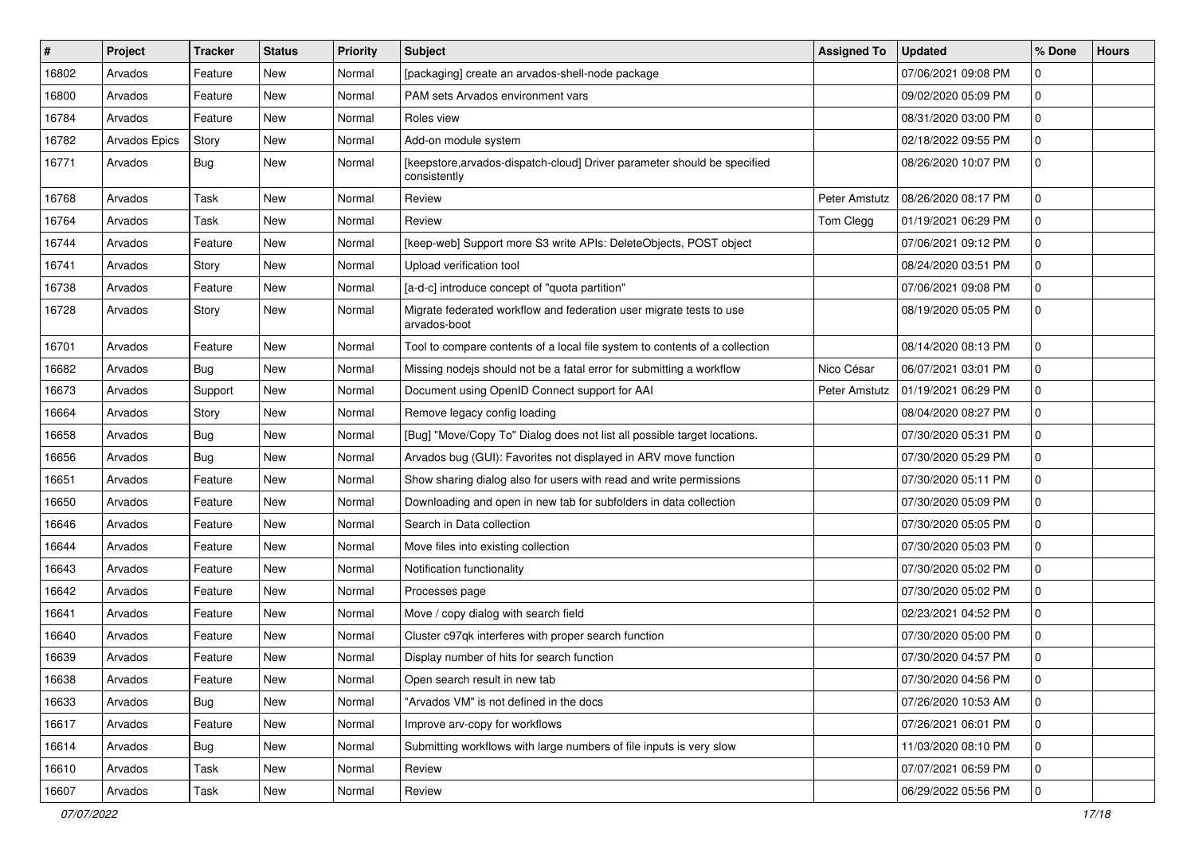| # | Project | Tracker | Status | Priority | Subject | Assigned To | Updated | % Done | Hours |
|---|---|---|---|---|---|---|---|---|---|
| 16802 | Arvados | Feature | New | Normal | [packaging] create an arvados-shell-node package | | 07/06/2021 09:08 PM | 0 | |
| 16800 | Arvados | Feature | New | Normal | PAM sets Arvados environment vars | | 09/02/2020 05:09 PM | 0 | |
| 16784 | Arvados | Feature | New | Normal | Roles view | | 08/31/2020 03:00 PM | 0 | |
| 16782 | Arvados Epics | Story | New | Normal | Add-on module system | | 02/18/2022 09:55 PM | 0 | |
| 16771 | Arvados | Bug | New | Normal | [keepstore,arvados-dispatch-cloud] Driver parameter should be specified consistently | | 08/26/2020 10:07 PM | 0 | |
| 16768 | Arvados | Task | New | Normal | Review | Peter Amstutz | 08/26/2020 08:17 PM | 0 | |
| 16764 | Arvados | Task | New | Normal | Review | Tom Clegg | 01/19/2021 06:29 PM | 0 | |
| 16744 | Arvados | Feature | New | Normal | [keep-web] Support more S3 write APIs: DeleteObjects, POST object | | 07/06/2021 09:12 PM | 0 | |
| 16741 | Arvados | Story | New | Normal | Upload verification tool | | 08/24/2020 03:51 PM | 0 | |
| 16738 | Arvados | Feature | New | Normal | [a-d-c] introduce concept of "quota partition" | | 07/06/2021 09:08 PM | 0 | |
| 16728 | Arvados | Story | New | Normal | Migrate federated workflow and federation user migrate tests to use arvados-boot | | 08/19/2020 05:05 PM | 0 | |
| 16701 | Arvados | Feature | New | Normal | Tool to compare contents of a local file system to contents of a collection | | 08/14/2020 08:13 PM | 0 | |
| 16682 | Arvados | Bug | New | Normal | Missing nodejs should not be a fatal error for submitting a workflow | Nico César | 06/07/2021 03:01 PM | 0 | |
| 16673 | Arvados | Support | New | Normal | Document using OpenID Connect support for AAI | Peter Amstutz | 01/19/2021 06:29 PM | 0 | |
| 16664 | Arvados | Story | New | Normal | Remove legacy config loading | | 08/04/2020 08:27 PM | 0 | |
| 16658 | Arvados | Bug | New | Normal | [Bug] "Move/Copy To" Dialog does not list all possible target locations. | | 07/30/2020 05:31 PM | 0 | |
| 16656 | Arvados | Bug | New | Normal | Arvados bug (GUI): Favorites not displayed in ARV move function | | 07/30/2020 05:29 PM | 0 | |
| 16651 | Arvados | Feature | New | Normal | Show sharing dialog also for users with read and write permissions | | 07/30/2020 05:11 PM | 0 | |
| 16650 | Arvados | Feature | New | Normal | Downloading and open in new tab for subfolders in data collection | | 07/30/2020 05:09 PM | 0 | |
| 16646 | Arvados | Feature | New | Normal | Search in Data collection | | 07/30/2020 05:05 PM | 0 | |
| 16644 | Arvados | Feature | New | Normal | Move files into existing collection | | 07/30/2020 05:03 PM | 0 | |
| 16643 | Arvados | Feature | New | Normal | Notification functionality | | 07/30/2020 05:02 PM | 0 | |
| 16642 | Arvados | Feature | New | Normal | Processes page | | 07/30/2020 05:02 PM | 0 | |
| 16641 | Arvados | Feature | New | Normal | Move / copy dialog with search field | | 02/23/2021 04:52 PM | 0 | |
| 16640 | Arvados | Feature | New | Normal | Cluster c97qk interferes with proper search function | | 07/30/2020 05:00 PM | 0 | |
| 16639 | Arvados | Feature | New | Normal | Display number of hits for search function | | 07/30/2020 04:57 PM | 0 | |
| 16638 | Arvados | Feature | New | Normal | Open search result in new tab | | 07/30/2020 04:56 PM | 0 | |
| 16633 | Arvados | Bug | New | Normal | "Arvados VM" is not defined in the docs | | 07/26/2020 10:53 AM | 0 | |
| 16617 | Arvados | Feature | New | Normal | Improve arv-copy for workflows | | 07/26/2021 06:01 PM | 0 | |
| 16614 | Arvados | Bug | New | Normal | Submitting workflows with large numbers of file inputs is very slow | | 11/03/2020 08:10 PM | 0 | |
| 16610 | Arvados | Task | New | Normal | Review | | 07/07/2021 06:59 PM | 0 | |
| 16607 | Arvados | Task | New | Normal | Review | | 06/29/2022 05:56 PM | 0 | |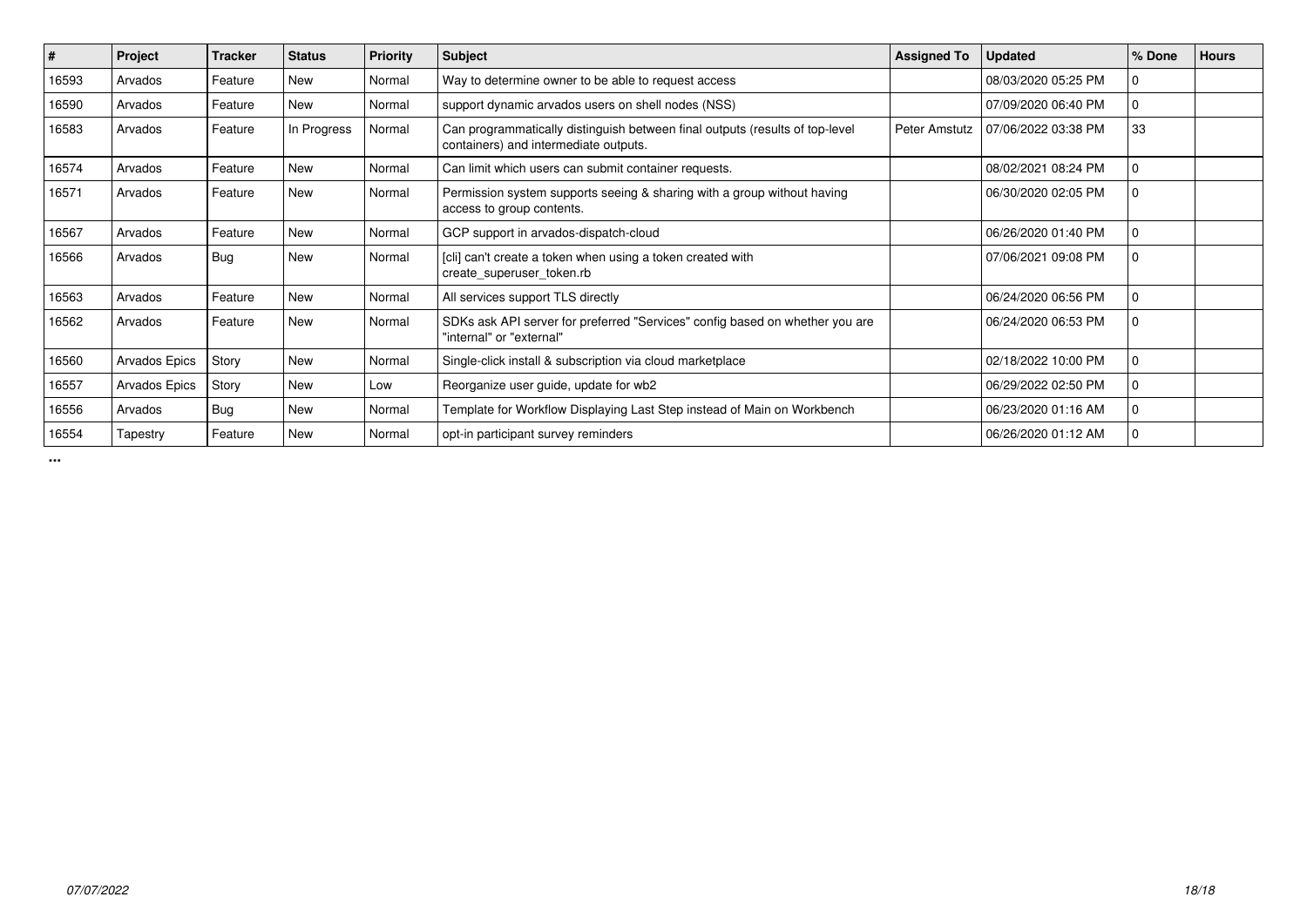| # | Project | Tracker | Status | Priority | Subject | Assigned To | Updated | % Done | Hours |
|---|---|---|---|---|---|---|---|---|---|
| 16593 | Arvados | Feature | New | Normal | Way to determine owner to be able to request access | | 08/03/2020 05:25 PM | 0 | |
| 16590 | Arvados | Feature | New | Normal | support dynamic arvados users on shell nodes (NSS) | | 07/09/2020 06:40 PM | 0 | |
| 16583 | Arvados | Feature | In Progress | Normal | Can programmatically distinguish between final outputs (results of top-level containers) and intermediate outputs. | Peter Amstutz | 07/06/2022 03:38 PM | 33 | |
| 16574 | Arvados | Feature | New | Normal | Can limit which users can submit container requests. | | 08/02/2021 08:24 PM | 0 | |
| 16571 | Arvados | Feature | New | Normal | Permission system supports seeing & sharing with a group without having access to group contents. | | 06/30/2020 02:05 PM | 0 | |
| 16567 | Arvados | Feature | New | Normal | GCP support in arvados-dispatch-cloud | | 06/26/2020 01:40 PM | 0 | |
| 16566 | Arvados | Bug | New | Normal | [cli] can't create a token when using a token created with create_superuser_token.rb | | 07/06/2021 09:08 PM | 0 | |
| 16563 | Arvados | Feature | New | Normal | All services support TLS directly | | 06/24/2020 06:56 PM | 0 | |
| 16562 | Arvados | Feature | New | Normal | SDKs ask API server for preferred "Services" config based on whether you are "internal" or "external" | | 06/24/2020 06:53 PM | 0 | |
| 16560 | Arvados Epics | Story | New | Normal | Single-click install & subscription via cloud marketplace | | 02/18/2022 10:00 PM | 0 | |
| 16557 | Arvados Epics | Story | New | Low | Reorganize user guide, update for wb2 | | 06/29/2022 02:50 PM | 0 | |
| 16556 | Arvados | Bug | New | Normal | Template for Workflow Displaying Last Step instead of Main on Workbench | | 06/23/2020 01:16 AM | 0 | |
| 16554 | Tapestry | Feature | New | Normal | opt-in participant survey reminders | | 06/26/2020 01:12 AM | 0 | |

...